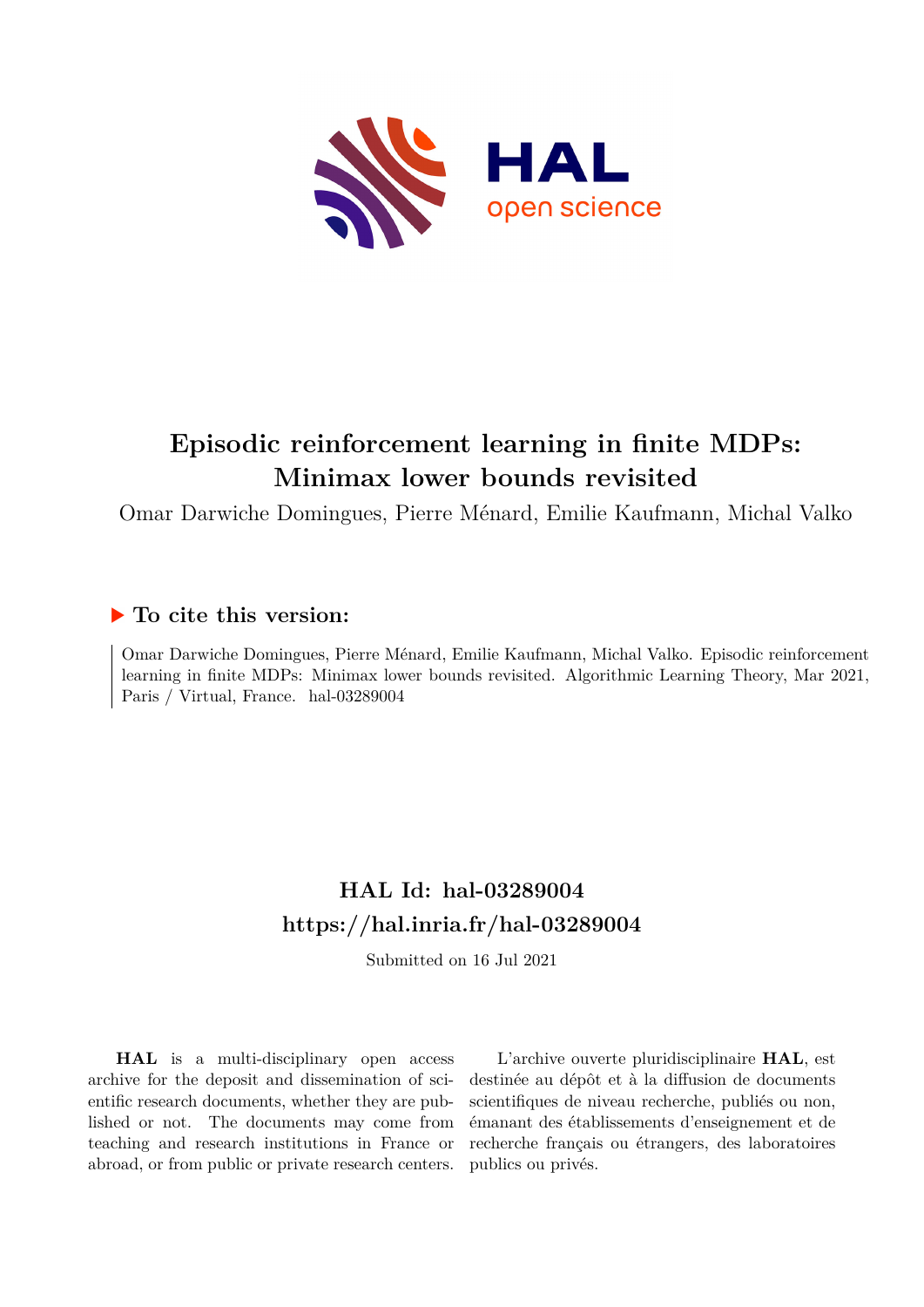# Episodic reinforcement learning in finite MDPs: Minimax lower bounds revisited

Omar Darwiche Domingues, Pierre Ménard, Emilie Kaufmann, Michal Valko

## To cite this version:

Omar Darwiche Domingues, Pierre Ménard, Emilie Kaufmann, Michal Valko. Episodic reinforcement learning in finite MDPs: Minimax lower bounds revisited. Algorithmic Learning Theory, Mar 2021, Paris / Virtual, France. hal-03289004

## HAL Id: hal-03289004
## https://hal.inria.fr/hal-03289004

Submitted on 16 Jul 2021

**HAL** is a multi-disciplinary open access archive for the deposit and dissemination of scientific research documents, whether they are published or not. The documents may come from teaching and research institutions in France or abroad, or from public or private research centers.

L'archive ouverte pluridisciplinaire **HAL**, est destinée au dépôt et à la diffusion de documents scientifiques de niveau recherche, publiés ou non, émanant des établissements d'enseignement et de recherche français ou étrangers, des laboratoires publics ou privés.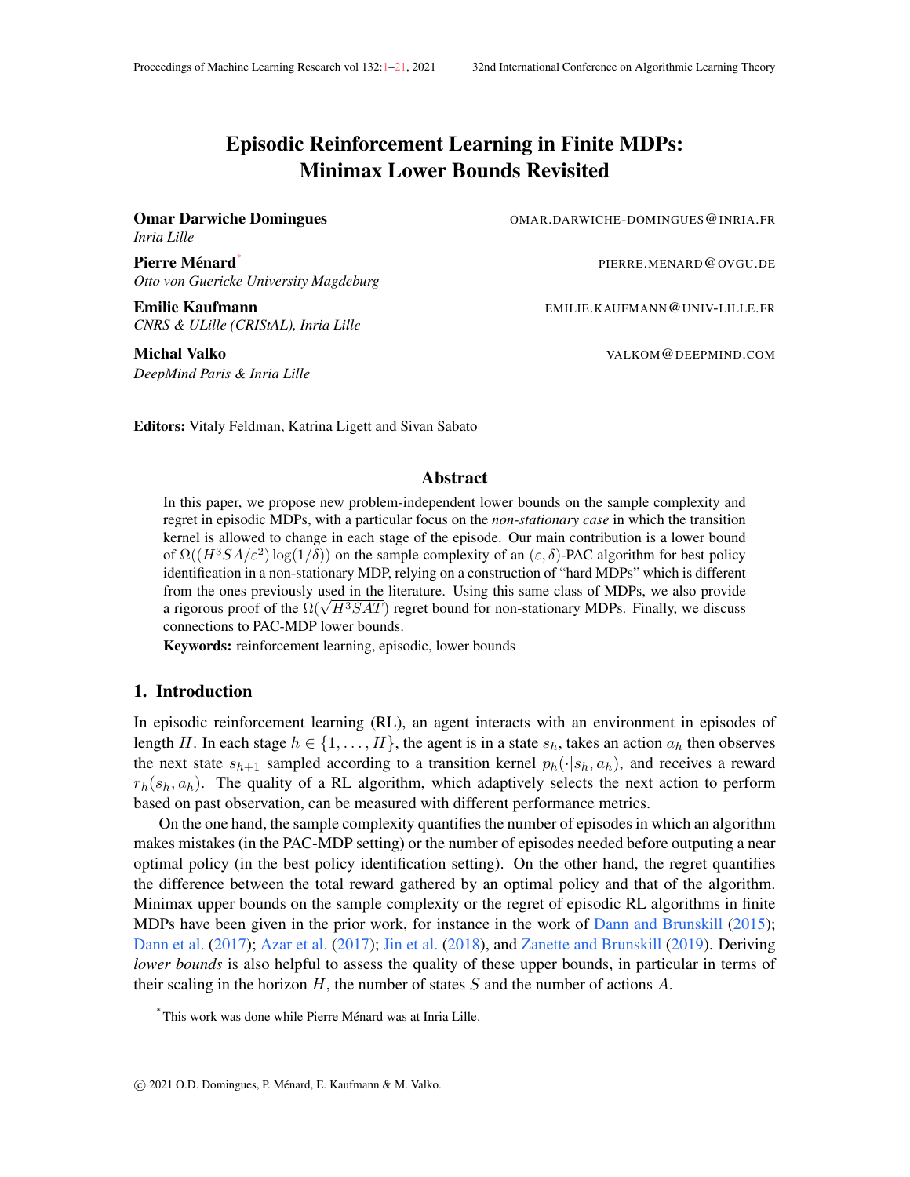# Episodic Reinforcement Learning in Finite MDPs: Minimax Lower Bounds Revisited

**Omar Darwiche Domingues** OMAR.DARWICHE-DOMINGUES@INRIA.FR
*Inria Lille*

**Pierre Ménard*** PIERRE.MENARD@OVGU.DE
*Otto von Guericke University Magdeburg*

**Emilie Kaufmann** EMILIE.KAUFMANN@UNIV-LILLE.FR
*CNRS & ULille (CRIStAL), Inria Lille*

**Michal Valko** VALKOM@DEEPMIND.COM
*DeepMind Paris & Inria Lille*

**Editors:** Vitaly Feldman, Katrina Ligett and Sivan Sabato

## Abstract

In this paper, we propose new problem-independent lower bounds on the sample complexity and regret in episodic MDPs, with a particular focus on the *non-stationary case* in which the transition kernel is allowed to change in each stage of the episode. Our main contribution is a lower bound of $\Omega((H^3SA/\varepsilon^2)\log(1/\delta))$ on the sample complexity of an $(\varepsilon, \delta)$-PAC algorithm for best policy identification in a non-stationary MDP, relying on a construction of "hard MDPs" which is different from the ones previously used in the literature. Using this same class of MDPs, we also provide a rigorous proof of the $\Omega(\sqrt{H^3SAT})$ regret bound for non-stationary MDPs. Finally, we discuss connections to PAC-MDP lower bounds.

**Keywords:** reinforcement learning, episodic, lower bounds

## 1. Introduction

In episodic reinforcement learning (RL), an agent interacts with an environment in episodes of length $H$. In each stage $h \in \{1, \dots, H\}$, the agent is in a state $s_h$, takes an action $a_h$ then observes the next state $s_{h+1}$ sampled according to a transition kernel $p_h(\cdot|s_h, a_h)$, and receives a reward $r_h(s_h, a_h)$. The quality of a RL algorithm, which adaptively selects the next action to perform based on past observation, can be measured with different performance metrics.

On the one hand, the sample complexity quantifies the number of episodes in which an algorithm makes mistakes (in the PAC-MDP setting) or the number of episodes needed before outputing a near optimal policy (in the best policy identification setting). On the other hand, the regret quantifies the difference between the total reward gathered by an optimal policy and that of the algorithm. Minimax upper bounds on the sample complexity or the regret of episodic RL algorithms in finite MDPs have been given in the prior work, for instance in the work of Dann and Brunskill (2015); Dann et al. (2017); Azar et al. (2017); Jin et al. (2018), and Zanette and Brunskill (2019). Deriving *lower bounds* is also helpful to assess the quality of these upper bounds, in particular in terms of their scaling in the horizon $H$, the number of states $S$ and the number of actions $A$.

*This work was done while Pierre Ménard was at Inria Lille.

© 2021 O.D. Domingues, P. Ménard, E. Kaufmann & M. Valko.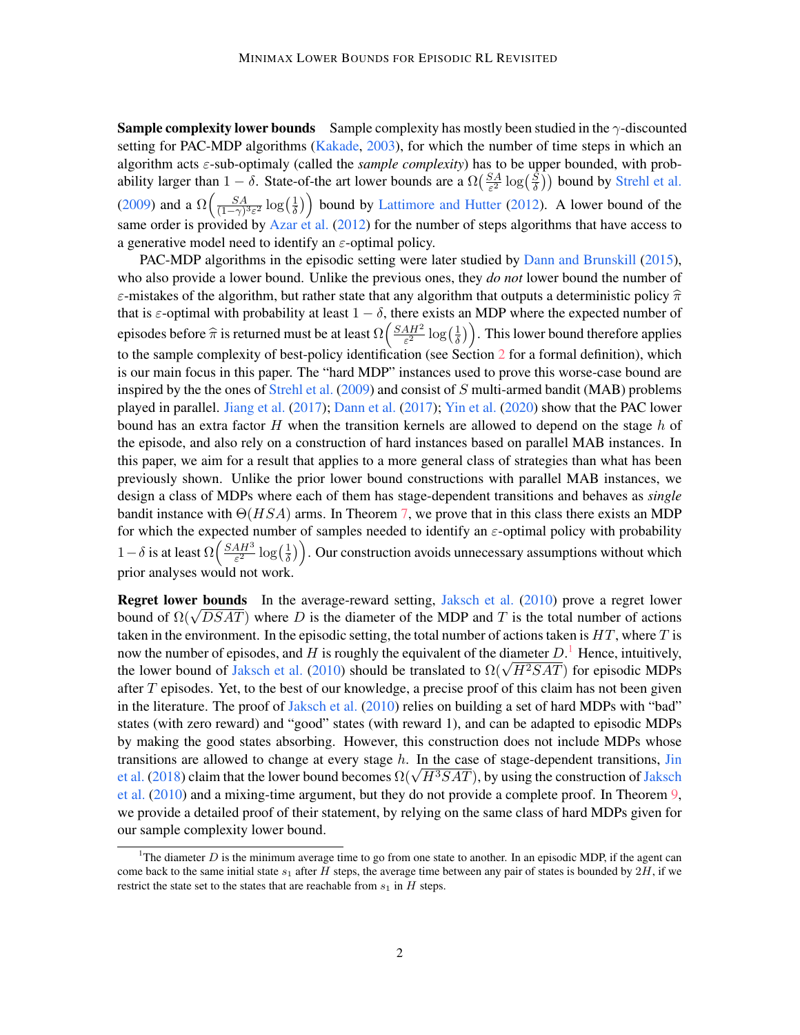**Sample complexity lower bounds** Sample complexity has mostly been studied in the $\gamma$-discounted setting for PAC-MDP algorithms (Kakade, 2003), for which the number of time steps in which an algorithm acts $\varepsilon$-sub-optimaly (called the *sample complexity*) has to be upper bounded, with probability larger than $1-\delta$. State-of-the art lower bounds are a $\Omega\left(\frac{SA}{\varepsilon^2}\log\left(\frac{S}{\delta}\right)\right)$ bound by Strehl et al. (2009) and a $\Omega\left(\frac{SA}{(1-\gamma)^3\varepsilon^2}\log\left(\frac{1}{\delta}\right)\right)$ bound by Lattimore and Hutter (2012). A lower bound of the same order is provided by Azar et al. (2012) for the number of steps algorithms that have access to a generative model need to identify an $\varepsilon$-optimal policy.

PAC-MDP algorithms in the episodic setting were later studied by Dann and Brunskill (2015), who also provide a lower bound. Unlike the previous ones, they *do not* lower bound the number of $\varepsilon$-mistakes of the algorithm, but rather state that any algorithm that outputs a deterministic policy $\widehat{\pi}$ that is $\varepsilon$-optimal with probability at least $1-\delta$, there exists an MDP where the expected number of episodes before $\widehat{\pi}$ is returned must be at least $\Omega\left(\frac{SAH^2}{\varepsilon^2}\log\left(\frac{1}{\delta}\right)\right)$. This lower bound therefore applies to the sample complexity of best-policy identification (see Section 2 for a formal definition), which is our main focus in this paper. The "hard MDP" instances used to prove this worse-case bound are inspired by the the ones of Strehl et al. (2009) and consist of $S$ multi-armed bandit (MAB) problems played in parallel. Jiang et al. (2017); Dann et al. (2017); Yin et al. (2020) show that the PAC lower bound has an extra factor $H$ when the transition kernels are allowed to depend on the stage $h$ of the episode, and also rely on a construction of hard instances based on parallel MAB instances. In this paper, we aim for a result that applies to a more general class of strategies than what has been previously shown. Unlike the prior lower bound constructions with parallel MAB instances, we design a class of MDPs where each of them has stage-dependent transitions and behaves as *single* bandit instance with $\Theta(HSA)$ arms. In Theorem 7, we prove that in this class there exists an MDP for which the expected number of samples needed to identify an $\varepsilon$-optimal policy with probability $1-\delta$ is at least $\Omega\left(\frac{SAH^3}{\varepsilon^2}\log\left(\frac{1}{\delta}\right)\right)$. Our construction avoids unnecessary assumptions without which prior analyses would not work.

**Regret lower bounds** In the average-reward setting, Jaksch et al. (2010) prove a regret lower bound of $\Omega(\sqrt{DSAT})$ where $D$ is the diameter of the MDP and $T$ is the total number of actions taken in the environment. In the episodic setting, the total number of actions taken is $HT$, where $T$ is now the number of episodes, and $H$ is roughly the equivalent of the diameter $D$.[1] Hence, intuitively, the lower bound of Jaksch et al. (2010) should be translated to $\Omega(\sqrt{H^2SAT})$ for episodic MDPs after $T$ episodes. Yet, to the best of our knowledge, a precise proof of this claim has not been given in the literature. The proof of Jaksch et al. (2010) relies on building a set of hard MDPs with "bad" states (with zero reward) and "good" states (with reward 1), and can be adapted to episodic MDPs by making the good states absorbing. However, this construction does not include MDPs whose transitions are allowed to change at every stage $h$. In the case of stage-dependent transitions, Jin et al. (2018) claim that the lower bound becomes $\Omega(\sqrt{H^3SAT})$, by using the construction of Jaksch et al. (2010) and a mixing-time argument, but they do not provide a complete proof. In Theorem 9, we provide a detailed proof of their statement, by relying on the same class of hard MDPs given for our sample complexity lower bound.

[1] The diameter $D$ is the minimum average time to go from one state to another. In an episodic MDP, if the agent can come back to the same initial state $s_1$ after $H$ steps, the average time between any pair of states is bounded by $2H$, if we restrict the state set to the states that are reachable from $s_1$ in $H$ steps.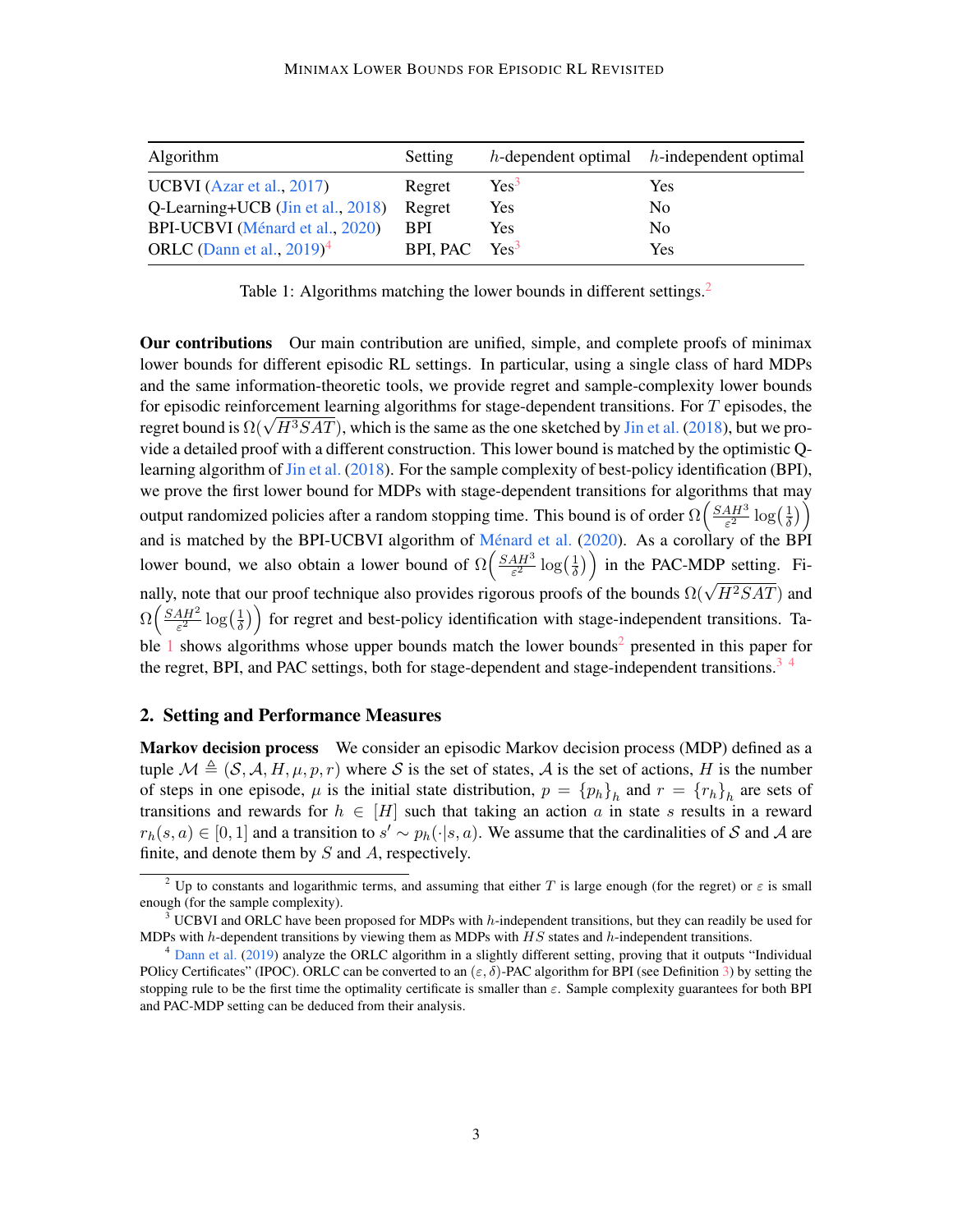| Algorithm | Setting | $h$-dependent optimal | $h$-independent optimal |
|---|---|---|---|
| UCBVI (Azar et al., 2017) | Regret | Yes[3] | Yes |
| Q-Learning+UCB (Jin et al., 2018) | Regret | Yes | No |
| BPI-UCBVI (Ménard et al., 2020) | BPI | Yes | No |
| ORLC (Dann et al., 2019)[4] | BPI, PAC | Yes[3] | Yes |

Table 1: Algorithms matching the lower bounds in different settings.[2]

**Our contributions** Our main contribution are unified, simple, and complete proofs of minimax lower bounds for different episodic RL settings. In particular, using a single class of hard MDPs and the same information-theoretic tools, we provide regret and sample-complexity lower bounds for episodic reinforcement learning algorithms for stage-dependent transitions. For $T$ episodes, the regret bound is $\Omega(\sqrt{H^3SAT})$, which is the same as the one sketched by Jin et al. (2018), but we provide a detailed proof with a different construction. This lower bound is matched by the optimistic Q-learning algorithm of Jin et al. (2018). For the sample complexity of best-policy identification (BPI), we prove the first lower bound for MDPs with stage-dependent transitions for algorithms that may output randomized policies after a random stopping time. This bound is of order $\Omega\left(\frac{SAH^3}{\varepsilon^2}\log\left(\frac{1}{\delta}\right)\right)$ and is matched by the BPI-UCBVI algorithm of Ménard et al. (2020). As a corollary of the BPI lower bound, we also obtain a lower bound of $\Omega\left(\frac{SAH^3}{\varepsilon^2}\log\left(\frac{1}{\delta}\right)\right)$ in the PAC-MDP setting. Finally, note that our proof technique also provides rigorous proofs of the bounds $\Omega(\sqrt{H^2SAT})$ and $\Omega\left(\frac{SAH^2}{\varepsilon^2}\log\left(\frac{1}{\delta}\right)\right)$ for regret and best-policy identification with stage-independent transitions. Table 1 shows algorithms whose upper bounds match the lower bounds[2] presented in this paper for the regret, BPI, and PAC settings, both for stage-dependent and stage-independent transitions.[3] [4]

## 2. Setting and Performance Measures

**Markov decision process** We consider an episodic Markov decision process (MDP) defined as a tuple $\mathcal{M} \triangleq (\mathcal{S}, \mathcal{A}, H, \mu, p, r)$ where $\mathcal{S}$ is the set of states, $\mathcal{A}$ is the set of actions, $H$ is the number of steps in one episode, $\mu$ is the initial state distribution, $p = \{p_h\}_h$ and $r = \{r_h\}_h$ are sets of transitions and rewards for $h \in [H]$ such that taking an action $a$ in state $s$ results in a reward $r_h(s,a) \in [0,1]$ and a transition to $s' \sim p_h(\cdot|s,a)$. We assume that the cardinalities of $\mathcal{S}$ and $\mathcal{A}$ are finite, and denote them by $S$ and $A$, respectively.

---

[2] Up to constants and logarithmic terms, and assuming that either $T$ is large enough (for the regret) or $\varepsilon$ is small enough (for the sample complexity).

[3] UCBVI and ORLC have been proposed for MDPs with $h$-independent transitions, but they can readily be used for MDPs with $h$-dependent transitions by viewing them as MDPs with $HS$ states and $h$-independent transitions.

[4] Dann et al. (2019) analyze the ORLC algorithm in a slightly different setting, proving that it outputs "Individual POlicy Certificates" (IPOC). ORLC can be converted to an $(\varepsilon, \delta)$-PAC algorithm for BPI (see Definition 3) by setting the stopping rule to be the first time the optimality certificate is smaller than $\varepsilon$. Sample complexity guarantees for both BPI and PAC-MDP setting can be deduced from their analysis.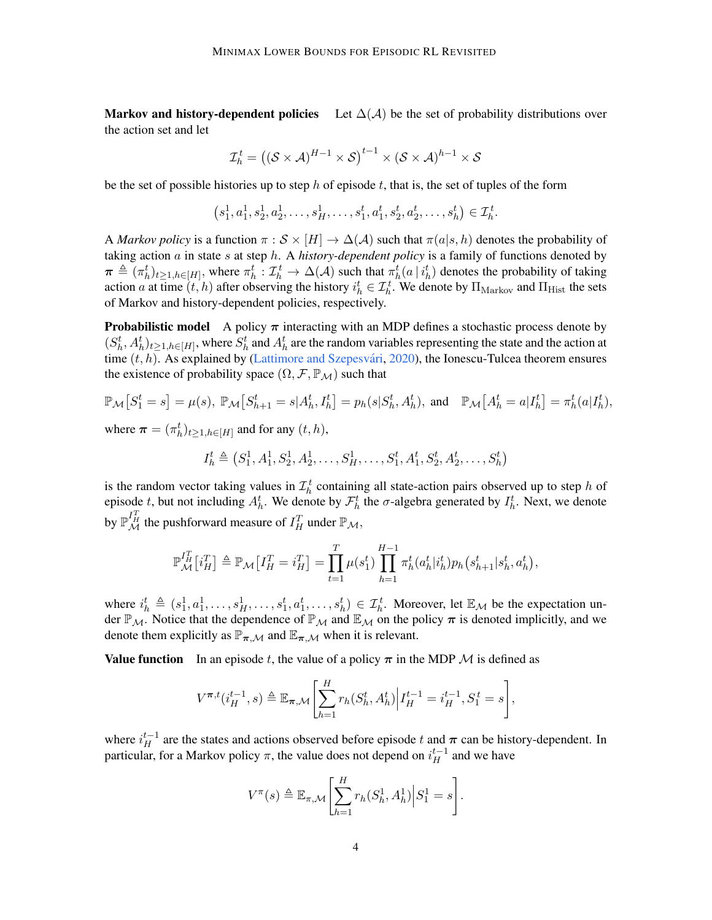**Markov and history-dependent policies** Let $\Delta(\mathcal{A})$ be the set of probability distributions over the action set and let

$$\mathcal{I}_h^t = \left((\mathcal{S} \times \mathcal{A})^{H-1} \times \mathcal{S}\right)^{t-1} \times (\mathcal{S} \times \mathcal{A})^{h-1} \times \mathcal{S}$$

be the set of possible histories up to step $h$ of episode $t$, that is, the set of tuples of the form

$$\left(s_1^1, a_1^1, s_2^1, a_2^1, \ldots, s_H^1, \ldots, s_1^t, a_1^t, s_2^t, a_2^t, \ldots, s_h^t\right) \in \mathcal{I}_h^t.$$

A *Markov policy* is a function $\pi : \mathcal{S} \times [H] \to \Delta(\mathcal{A})$ such that $\pi(a|s,h)$ denotes the probability of taking action $a$ in state $s$ at step $h$. A *history-dependent policy* is a family of functions denoted by $\boldsymbol{\pi} \triangleq (\pi_h^t)_{t\geq 1, h\in[H]}$, where $\pi_h^t : \mathcal{I}_h^t \to \Delta(\mathcal{A})$ such that $\pi_h^t(a \,|\, i_h^t)$ denotes the probability of taking action $a$ at time $(t,h)$ after observing the history $i_h^t \in \mathcal{I}_h^t$. We denote by $\Pi_{\text{Markov}}$ and $\Pi_{\text{Hist}}$ the sets of Markov and history-dependent policies, respectively.

**Probabilistic model** A policy $\boldsymbol{\pi}$ interacting with an MDP defines a stochastic process denote by $(S_h^t, A_h^t)_{t\geq 1, h\in[H]}$, where $S_h^t$ and $A_h^t$ are the random variables representing the state and the action at time $(t,h)$. As explained by (Lattimore and Szepesvári, 2020), the Ionescu-Tulcea theorem ensures the existence of probability space $(\Omega, \mathcal{F}, \mathbb{P}_\mathcal{M})$ such that

$$\mathbb{P}_\mathcal{M}\left[S_1^t = s\right] = \mu(s),\ \mathbb{P}_\mathcal{M}\left[S_{h+1}^t = s | A_h^t, I_h^t\right] = p_h(s|S_h^t, A_h^t),\ \text{and}\quad \mathbb{P}_\mathcal{M}\left[A_h^t = a | I_h^t\right] = \pi_h^t(a|I_h^t),$$

where $\boldsymbol{\pi} = (\pi_h^t)_{t\geq 1, h\in[H]}$ and for any $(t,h)$,

$$I_h^t \triangleq \left(S_1^1, A_1^1, S_2^1, A_2^1, \ldots, S_H^1, \ldots, S_1^t, A_1^t, S_2^t, A_2^t, \ldots, S_h^t\right)$$

is the random vector taking values in $\mathcal{I}_h^t$ containing all state-action pairs observed up to step $h$ of episode $t$, but not including $A_h^t$. We denote by $\mathcal{F}_h^t$ the $\sigma$-algebra generated by $I_h^t$. Next, we denote by $\mathbb{P}_\mathcal{M}^{I_H^T}$ the pushforward measure of $I_H^T$ under $\mathbb{P}_\mathcal{M}$,

$$\mathbb{P}_\mathcal{M}^{I_H^T}\left[i_H^T\right] \triangleq \mathbb{P}_\mathcal{M}\left[I_H^T = i_H^T\right] = \prod_{t=1}^T \mu(s_1^t) \prod_{h=1}^{H-1} \pi_h^t(a_h^t | i_h^t) p_h\left(s_{h+1}^t | s_h^t, a_h^t\right),$$

where $i_h^t \triangleq (s_1^1, a_1^1, \ldots, s_H^1, \ldots, s_1^t, a_1^t, \ldots, s_h^t) \in \mathcal{I}_h^t$. Moreover, let $\mathbb{E}_\mathcal{M}$ be the expectation under $\mathbb{P}_\mathcal{M}$. Notice that the dependence of $\mathbb{P}_\mathcal{M}$ and $\mathbb{E}_\mathcal{M}$ on the policy $\boldsymbol{\pi}$ is denoted implicitly, and we denote them explicitly as $\mathbb{P}_{\boldsymbol{\pi},\mathcal{M}}$ and $\mathbb{E}_{\boldsymbol{\pi},\mathcal{M}}$ when it is relevant.

**Value function** In an episode $t$, the value of a policy $\boldsymbol{\pi}$ in the MDP $\mathcal{M}$ is defined as

$$V^{\boldsymbol{\pi},t}(i_H^{t-1}, s) \triangleq \mathbb{E}_{\boldsymbol{\pi},\mathcal{M}}\left[\sum_{h=1}^H r_h(S_h^t, A_h^t) \middle| I_H^{t-1} = i_H^{t-1}, S_1^t = s\right],$$

where $i_H^{t-1}$ are the states and actions observed before episode $t$ and $\boldsymbol{\pi}$ can be history-dependent. In particular, for a Markov policy $\pi$, the value does not depend on $i_H^{t-1}$ and we have

$$V^\pi(s) \triangleq \mathbb{E}_{\pi,\mathcal{M}}\left[\sum_{h=1}^H r_h(S_h^1, A_h^1) \middle| S_1^1 = s\right].$$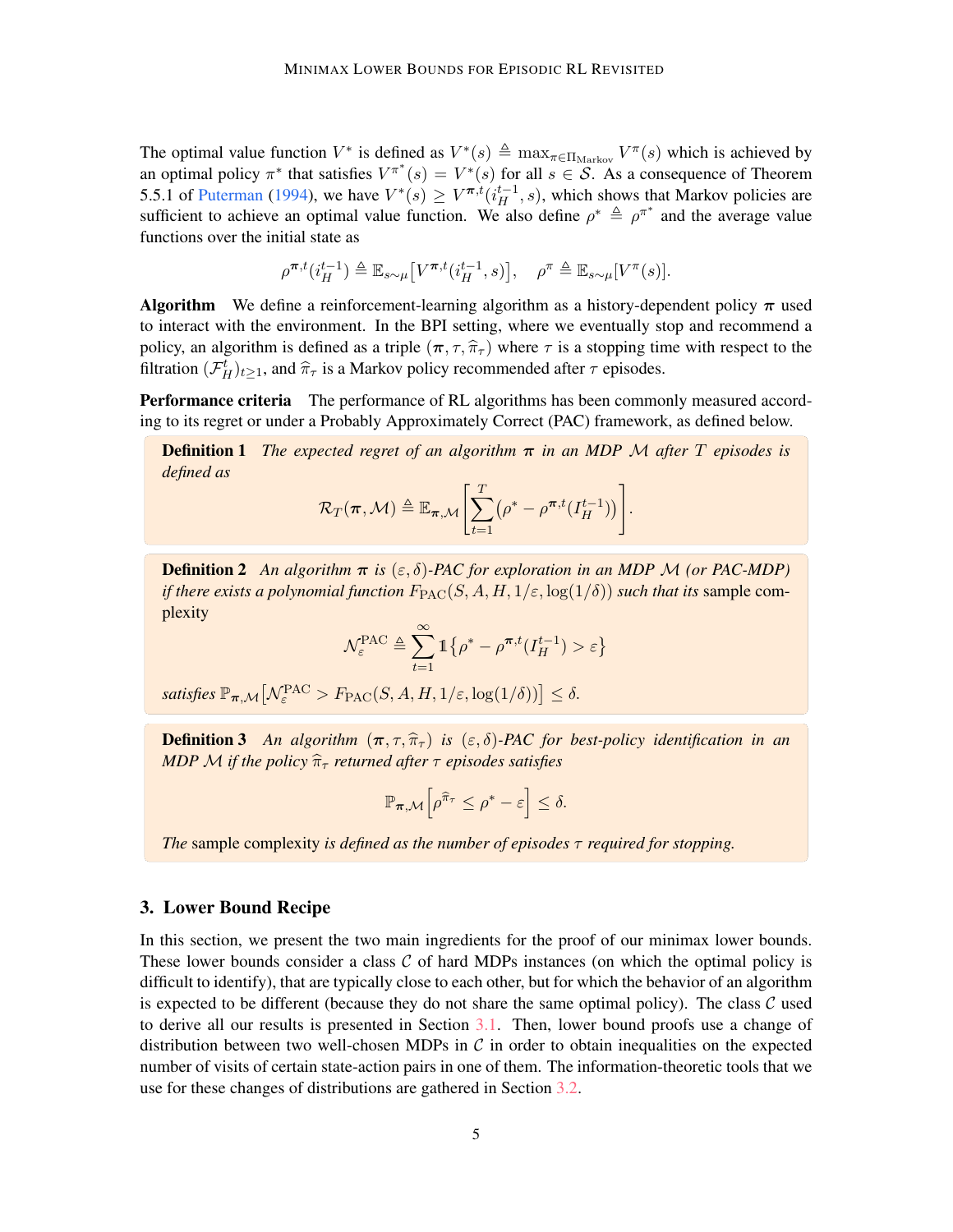The optimal value function $V^*$ is defined as $V^*(s) \triangleq \max_{\pi \in \Pi_{\text{Markov}}} V^\pi(s)$ which is achieved by an optimal policy $\pi^*$ that satisfies $V^{\pi^*}(s) = V^*(s)$ for all $s \in \mathcal{S}$. As a consequence of Theorem 5.5.1 of Puterman (1994), we have $V^*(s) \geq V^{\boldsymbol{\pi},t}(i_H^{t-1}, s)$, which shows that Markov policies are sufficient to achieve an optimal value function. We also define $\rho^* \triangleq \rho^{\pi^*}$ and the average value functions over the initial state as

$$\rho^{\boldsymbol{\pi},t}(i_H^{t-1}) \triangleq \mathbb{E}_{s \sim \mu}\big[V^{\boldsymbol{\pi},t}(i_H^{t-1}, s)\big], \quad \rho^\pi \triangleq \mathbb{E}_{s \sim \mu}[V^\pi(s)].$$

**Algorithm** We define a reinforcement-learning algorithm as a history-dependent policy $\boldsymbol{\pi}$ used to interact with the environment. In the BPI setting, where we eventually stop and recommend a policy, an algorithm is defined as a triple $(\boldsymbol{\pi}, \tau, \widehat{\pi}_\tau)$ where $\tau$ is a stopping time with respect to the filtration $(\mathcal{F}_H^t)_{t \geq 1}$, and $\widehat{\pi}_\tau$ is a Markov policy recommended after $\tau$ episodes.

**Performance criteria** The performance of RL algorithms has been commonly measured according to its regret or under a Probably Approximately Correct (PAC) framework, as defined below.

**Definition 1** *The expected regret of an algorithm $\boldsymbol{\pi}$ in an MDP $\mathcal{M}$ after $T$ episodes is defined as*

$$\mathcal{R}_T(\boldsymbol{\pi}, \mathcal{M}) \triangleq \mathbb{E}_{\boldsymbol{\pi},\mathcal{M}}\left[\sum_{t=1}^{T}\left(\rho^* - \rho^{\boldsymbol{\pi},t}(I_H^{t-1})\right)\right].$$

**Definition 2** *An algorithm $\boldsymbol{\pi}$ is $(\varepsilon, \delta)$-PAC for exploration in an MDP $\mathcal{M}$ (or PAC-MDP) if there exists a polynomial function $F_{\text{PAC}}(S, A, H, 1/\varepsilon, \log(1/\delta))$ such that its* sample complexity

$$\mathcal{N}_\varepsilon^{\text{PAC}} \triangleq \sum_{t=1}^{\infty} \mathbb{1}\left\{\rho^* - \rho^{\boldsymbol{\pi},t}(I_H^{t-1}) > \varepsilon\right\}$$

*satisfies $\mathbb{P}_{\boldsymbol{\pi},\mathcal{M}}\big[\mathcal{N}_\varepsilon^{\text{PAC}} > F_{\text{PAC}}(S, A, H, 1/\varepsilon, \log(1/\delta))\big] \leq \delta$.*

**Definition 3** *An algorithm $(\boldsymbol{\pi}, \tau, \widehat{\pi}_\tau)$ is $(\varepsilon, \delta)$-PAC for best-policy identification in an MDP $\mathcal{M}$ if the policy $\widehat{\pi}_\tau$ returned after $\tau$ episodes satisfies*

$$\mathbb{P}_{\boldsymbol{\pi},\mathcal{M}}\left[\rho^{\widehat{\pi}_\tau} \leq \rho^* - \varepsilon\right] \leq \delta.$$

*The* sample complexity *is defined as the number of episodes $\tau$ required for stopping.*

## 3. Lower Bound Recipe

In this section, we present the two main ingredients for the proof of our minimax lower bounds. These lower bounds consider a class $\mathcal{C}$ of hard MDPs instances (on which the optimal policy is difficult to identify), that are typically close to each other, but for which the behavior of an algorithm is expected to be different (because they do not share the same optimal policy). The class $\mathcal{C}$ used to derive all our results is presented in Section 3.1. Then, lower bound proofs use a change of distribution between two well-chosen MDPs in $\mathcal{C}$ in order to obtain inequalities on the expected number of visits of certain state-action pairs in one of them. The information-theoretic tools that we use for these changes of distributions are gathered in Section 3.2.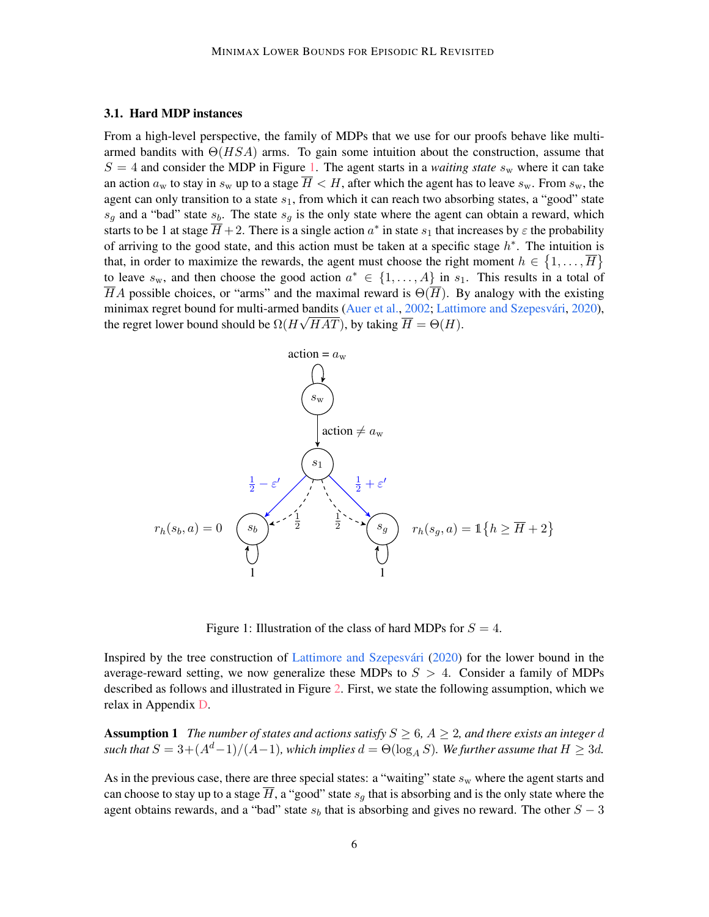### 3.1. Hard MDP instances

From a high-level perspective, the family of MDPs that we use for our proofs behave like multi-armed bandits with $\Theta(HSA)$ arms. To gain some intuition about the construction, assume that $S = 4$ and consider the MDP in Figure 1. The agent starts in a *waiting state* $s_{\mathrm{w}}$ where it can take an action $a_{\mathrm{w}}$ to stay in $s_{\mathrm{w}}$ up to a stage $\overline{H} < H$, after which the agent has to leave $s_{\mathrm{w}}$. From $s_{\mathrm{w}}$, the agent can only transition to a state $s_1$, from which it can reach two absorbing states, a "good" state $s_g$ and a "bad" state $s_b$. The state $s_g$ is the only state where the agent can obtain a reward, which starts to be 1 at stage $\overline{H}+2$. There is a single action $a^*$ in state $s_1$ that increases by $\varepsilon$ the probability of arriving to the good state, and this action must be taken at a specific stage $h^*$. The intuition is that, in order to maximize the rewards, the agent must choose the right moment $h \in \{1, \ldots, \overline{H}\}$ to leave $s_{\mathrm{w}}$, and then choose the good action $a^* \in \{1, \ldots, A\}$ in $s_1$. This results in a total of $\overline{H}A$ possible choices, or "arms" and the maximal reward is $\Theta(\overline{H})$. By analogy with the existing minimax regret bound for multi-armed bandits (Auer et al., 2002; Lattimore and Szepesvári, 2020), the regret lower bound should be $\Omega(H\sqrt{HAT})$, by taking $\overline{H} = \Theta(H)$.

Figure 1: Illustration of the class of hard MDPs for $S = 4$.

Inspired by the tree construction of Lattimore and Szepesvári (2020) for the lower bound in the average-reward setting, we now generalize these MDPs to $S > 4$. Consider a family of MDPs described as follows and illustrated in Figure 2. First, we state the following assumption, which we relax in Appendix D.

**Assumption 1** *The number of states and actions satisfy $S \geq 6$, $A \geq 2$, and there exists an integer $d$ such that $S = 3 + (A^d - 1)/(A - 1)$, which implies $d = \Theta(\log_A S)$. We further assume that $H \geq 3d$.*

As in the previous case, there are three special states: a "waiting" state $s_{\mathrm{w}}$ where the agent starts and can choose to stay up to a stage $\overline{H}$, a "good" state $s_g$ that is absorbing and is the only state where the agent obtains rewards, and a "bad" state $s_b$ that is absorbing and gives no reward. The other $S - 3$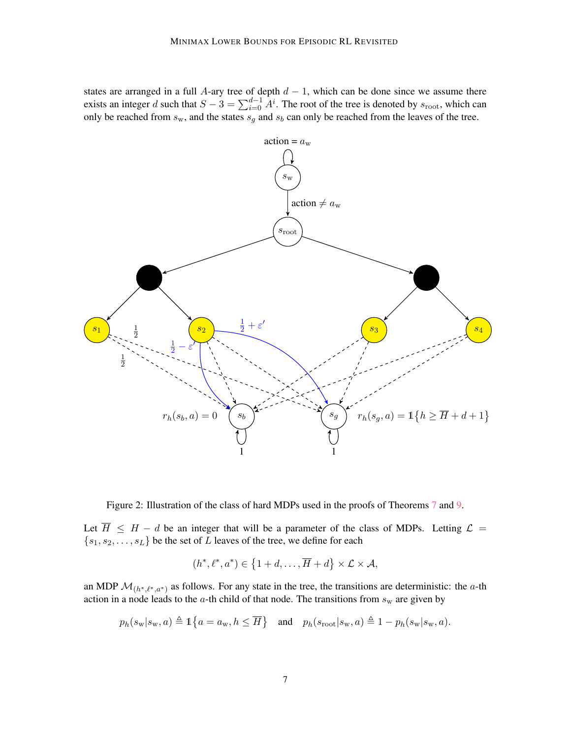states are arranged in a full $A$-ary tree of depth $d-1$, which can be done since we assume there exists an integer $d$ such that $S - 3 = \sum_{i=0}^{d-1} A^i$. The root of the tree is denoted by $s_{\text{root}}$, which can only be reached from $s_{\text{w}}$, and the states $s_g$ and $s_b$ can only be reached from the leaves of the tree.

Figure 2: Illustration of the class of hard MDPs used in the proofs of Theorems 7 and 9.

Let $\overline{H} \le H - d$ be an integer that will be a parameter of the class of MDPs. Letting $\mathcal{L} = \{s_1, s_2, \dots, s_L\}$ be the set of $L$ leaves of the tree, we define for each

$$(h^*, \ell^*, a^*) \in \{1 + d, \dots, \overline{H} + d\} \times \mathcal{L} \times \mathcal{A},$$

an MDP $\mathcal{M}_{(h^*, \ell^*, a^*)}$ as follows. For any state in the tree, the transitions are deterministic: the $a$-th action in a node leads to the $a$-th child of that node. The transitions from $s_{\text{w}}$ are given by

$$p_h(s_{\text{w}}|s_{\text{w}}, a) \triangleq \mathbb{1}\{a = a_{\text{w}}, h \le \overline{H}\} \quad \text{and} \quad p_h(s_{\text{root}}|s_{\text{w}}, a) \triangleq 1 - p_h(s_{\text{w}}|s_{\text{w}}, a).$$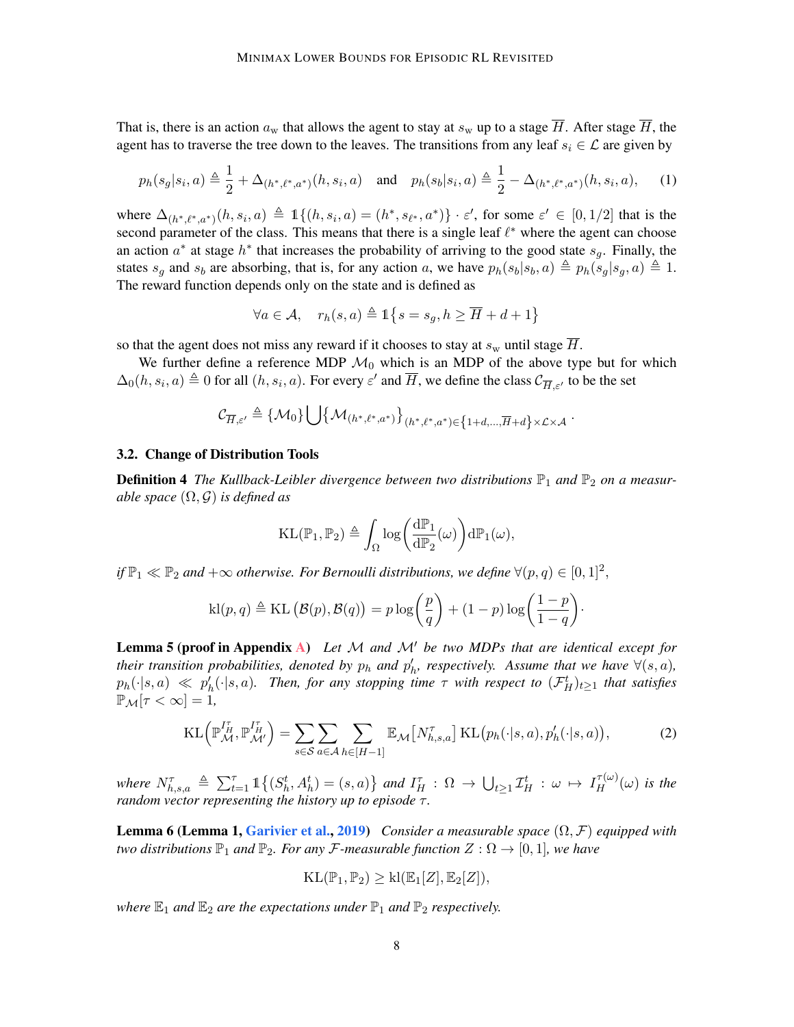That is, there is an action $a_{\mathrm{w}}$ that allows the agent to stay at $s_{\mathrm{w}}$ up to a stage $\overline{H}$. After stage $\overline{H}$, the agent has to traverse the tree down to the leaves. The transitions from any leaf $s_i \in \mathcal{L}$ are given by

$$p_h(s_g|s_i, a) \triangleq \frac{1}{2} + \Delta_{(h^*,\ell^*,a^*)}(h, s_i, a) \quad \text{and} \quad p_h(s_b|s_i, a) \triangleq \frac{1}{2} - \Delta_{(h^*,\ell^*,a^*)}(h, s_i, a), \tag{1}$$

where $\Delta_{(h^*,\ell^*,a^*)}(h, s_i, a) \triangleq \mathbb{1}\{(h, s_i, a) = (h^*, s_{\ell^*}, a^*)\} \cdot \varepsilon'$, for some $\varepsilon' \in [0, 1/2]$ that is the second parameter of the class. This means that there is a single leaf $\ell^*$ where the agent can choose an action $a^*$ at stage $h^*$ that increases the probability of arriving to the good state $s_g$. Finally, the states $s_g$ and $s_b$ are absorbing, that is, for any action $a$, we have $p_h(s_b|s_b, a) \triangleq p_h(s_g|s_g, a) \triangleq 1$. The reward function depends only on the state and is defined as

$$\forall a \in \mathcal{A}, \quad r_h(s, a) \triangleq \mathbb{1}\{s = s_g, h \geq \overline{H} + d + 1\}$$

so that the agent does not miss any reward if it chooses to stay at $s_{\mathrm{w}}$ until stage $\overline{H}$.

We further define a reference MDP $\mathcal{M}_0$ which is an MDP of the above type but for which $\Delta_0(h, s_i, a) \triangleq 0$ for all $(h, s_i, a)$. For every $\varepsilon'$ and $\overline{H}$, we define the class $\mathcal{C}_{\overline{H},\varepsilon'}$ to be the set

$$\mathcal{C}_{\overline{H},\varepsilon'} \triangleq \{\mathcal{M}_0\} \bigcup \{\mathcal{M}_{(h^*,\ell^*,a^*)}\}_{(h^*,\ell^*,a^*) \in \{1+d,\ldots,\overline{H}+d\} \times \mathcal{L} \times \mathcal{A}}.$$

### 3.2. Change of Distribution Tools

**Definition 4** *The Kullback-Leibler divergence between two distributions $\mathbb{P}_1$ and $\mathbb{P}_2$ on a measurable space $(\Omega, \mathcal{G})$ is defined as*

$$\mathrm{KL}(\mathbb{P}_1, \mathbb{P}_2) \triangleq \int_\Omega \log\left(\frac{\mathrm{d}\mathbb{P}_1}{\mathrm{d}\mathbb{P}_2}(\omega)\right) \mathrm{d}\mathbb{P}_1(\omega),$$

*if $\mathbb{P}_1 \ll \mathbb{P}_2$ and $+\infty$ otherwise. For Bernoulli distributions, we define $\forall (p, q) \in [0, 1]^2$,*

$$\mathrm{kl}(p, q) \triangleq \mathrm{KL}\left(\mathcal{B}(p), \mathcal{B}(q)\right) = p \log\left(\frac{p}{q}\right) + (1-p) \log\left(\frac{1-p}{1-q}\right).$$

**Lemma 5 (proof in Appendix A)** *Let $\mathcal{M}$ and $\mathcal{M}'$ be two MDPs that are identical except for their transition probabilities, denoted by $p_h$ and $p'_h$, respectively. Assume that we have $\forall (s, a)$, $p_h(\cdot|s, a) \ll p'_h(\cdot|s, a)$. Then, for any stopping time $\tau$ with respect to $(\mathcal{F}_H^t)_{t \geq 1}$ that satisfies $\mathbb{P}_{\mathcal{M}}[\tau < \infty] = 1$,*

$$\mathrm{KL}\left(\mathbb{P}_{\mathcal{M}}^{I_H^\tau}, \mathbb{P}_{\mathcal{M}'}^{I_H^\tau}\right) = \sum_{s \in \mathcal{S}} \sum_{a \in \mathcal{A}} \sum_{h \in [H-1]} \mathbb{E}_{\mathcal{M}}\left[N_{h,s,a}^\tau\right] \mathrm{KL}\left(p_h(\cdot|s, a), p'_h(\cdot|s, a)\right), \tag{2}$$

*where $N_{h,s,a}^\tau \triangleq \sum_{t=1}^\tau \mathbb{1}\{(S_h^t, A_h^t) = (s, a)\}$ and $I_H^\tau : \Omega \to \bigcup_{t \geq 1} \mathcal{I}_H^t : \omega \mapsto I_H^{\tau(\omega)}(\omega)$ is the random vector representing the history up to episode $\tau$.*

**Lemma 6 (Lemma 1, Garivier et al., 2019)** *Consider a measurable space $(\Omega, \mathcal{F})$ equipped with two distributions $\mathbb{P}_1$ and $\mathbb{P}_2$. For any $\mathcal{F}$-measurable function $Z : \Omega \to [0, 1]$, we have*

$$\mathrm{KL}(\mathbb{P}_1, \mathbb{P}_2) \geq \mathrm{kl}(\mathbb{E}_1[Z], \mathbb{E}_2[Z]),$$

*where $\mathbb{E}_1$ and $\mathbb{E}_2$ are the expectations under $\mathbb{P}_1$ and $\mathbb{P}_2$ respectively.*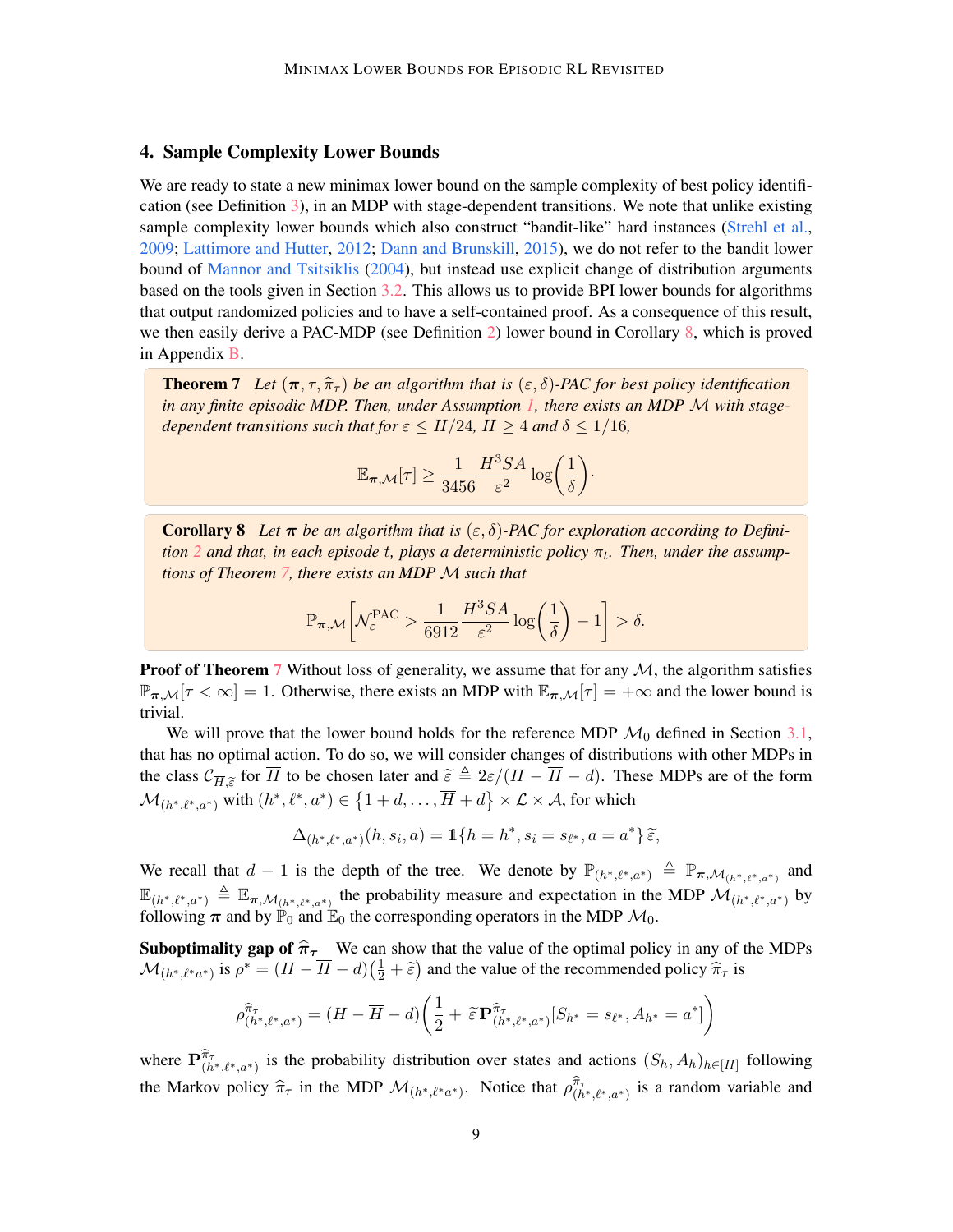## 4. Sample Complexity Lower Bounds

We are ready to state a new minimax lower bound on the sample complexity of best policy identification (see Definition 3), in an MDP with stage-dependent transitions. We note that unlike existing sample complexity lower bounds which also construct "bandit-like" hard instances (Strehl et al., 2009; Lattimore and Hutter, 2012; Dann and Brunskill, 2015), we do not refer to the bandit lower bound of Mannor and Tsitsiklis (2004), but instead use explicit change of distribution arguments based on the tools given in Section 3.2. This allows us to provide BPI lower bounds for algorithms that output randomized policies and to have a self-contained proof. As a consequence of this result, we then easily derive a PAC-MDP (see Definition 2) lower bound in Corollary 8, which is proved in Appendix B.

**Theorem 7** *Let $(\boldsymbol{\pi}, \tau, \widehat{\pi}_\tau)$ be an algorithm that is $(\varepsilon, \delta)$-PAC for best policy identification in any finite episodic MDP. Then, under Assumption 1, there exists an MDP $\mathcal{M}$ with stage-dependent transitions such that for $\varepsilon \leq H/24$, $H \geq 4$ and $\delta \leq 1/16$,*

$$\mathbb{E}_{\boldsymbol{\pi},\mathcal{M}}[\tau] \geq \frac{1}{3456} \frac{H^3 SA}{\varepsilon^2} \log\left(\frac{1}{\delta}\right).$$

**Corollary 8** *Let $\boldsymbol{\pi}$ be an algorithm that is $(\varepsilon, \delta)$-PAC for exploration according to Definition 2 and that, in each episode $t$, plays a deterministic policy $\pi_t$. Then, under the assumptions of Theorem 7, there exists an MDP $\mathcal{M}$ such that*

$$\mathbb{P}_{\boldsymbol{\pi},\mathcal{M}}\left[\mathcal{N}_\varepsilon^{\text{PAC}} > \frac{1}{6912} \frac{H^3 SA}{\varepsilon^2} \log\left(\frac{1}{\delta}\right) - 1\right] > \delta.$$

**Proof of Theorem 7** Without loss of generality, we assume that for any $\mathcal{M}$, the algorithm satisfies $\mathbb{P}_{\boldsymbol{\pi},\mathcal{M}}[\tau < \infty] = 1$. Otherwise, there exists an MDP with $\mathbb{E}_{\boldsymbol{\pi},\mathcal{M}}[\tau] = +\infty$ and the lower bound is trivial.

We will prove that the lower bound holds for the reference MDP $\mathcal{M}_0$ defined in Section 3.1, that has no optimal action. To do so, we will consider changes of distributions with other MDPs in the class $\mathcal{C}_{\overline{H},\widetilde{\varepsilon}}$ for $\overline{H}$ to be chosen later and $\widetilde{\varepsilon} \triangleq 2\varepsilon/(H - \overline{H} - d)$. These MDPs are of the form $\mathcal{M}_{(h^*,\ell^*,a^*)}$ with $(h^*, \ell^*, a^*) \in \{1 + d, \ldots, \overline{H} + d\} \times \mathcal{L} \times \mathcal{A}$, for which

$$\Delta_{(h^*,\ell^*,a^*)}(h, s_i, a) = \mathbb{1}\{h = h^*, s_i = s_{\ell^*}, a = a^*\}\,\widetilde{\varepsilon},$$

We recall that $d - 1$ is the depth of the tree. We denote by $\mathbb{P}_{(h^*,\ell^*,a^*)} \triangleq \mathbb{P}_{\boldsymbol{\pi},\mathcal{M}_{(h^*,\ell^*,a^*)}}$ and $\mathbb{E}_{(h^*,\ell^*,a^*)} \triangleq \mathbb{E}_{\boldsymbol{\pi},\mathcal{M}_{(h^*,\ell^*,a^*)}}$ the probability measure and expectation in the MDP $\mathcal{M}_{(h^*,\ell^*,a^*)}$ by following $\boldsymbol{\pi}$ and by $\mathbb{P}_0$ and $\mathbb{E}_0$ the corresponding operators in the MDP $\mathcal{M}_0$.

**Suboptimality gap of $\widehat{\pi}_\tau$** We can show that the value of the optimal policy in any of the MDPs $\mathcal{M}_{(h^*,\ell^* a^*)}$ is $\rho^* = (H - \overline{H} - d)\left(\frac{1}{2} + \widetilde{\varepsilon}\right)$ and the value of the recommended policy $\widehat{\pi}_\tau$ is

$$\rho^{\widehat{\pi}_\tau}_{(h^*,\ell^*,a^*)} = (H - \overline{H} - d)\left(\frac{1}{2} + \widetilde{\varepsilon}\,\mathbf{P}^{\widehat{\pi}_\tau}_{(h^*,\ell^*,a^*)}[S_{h^*} = s_{\ell^*}, A_{h^*} = a^*]\right)$$

where $\mathbf{P}^{\widehat{\pi}_\tau}_{(h^*,\ell^*,a^*)}$ is the probability distribution over states and actions $(S_h, A_h)_{h\in[H]}$ following the Markov policy $\widehat{\pi}_\tau$ in the MDP $\mathcal{M}_{(h^*,\ell^* a^*)}$. Notice that $\rho^{\widehat{\pi}_\tau}_{(h^*,\ell^*,a^*)}$ is a random variable and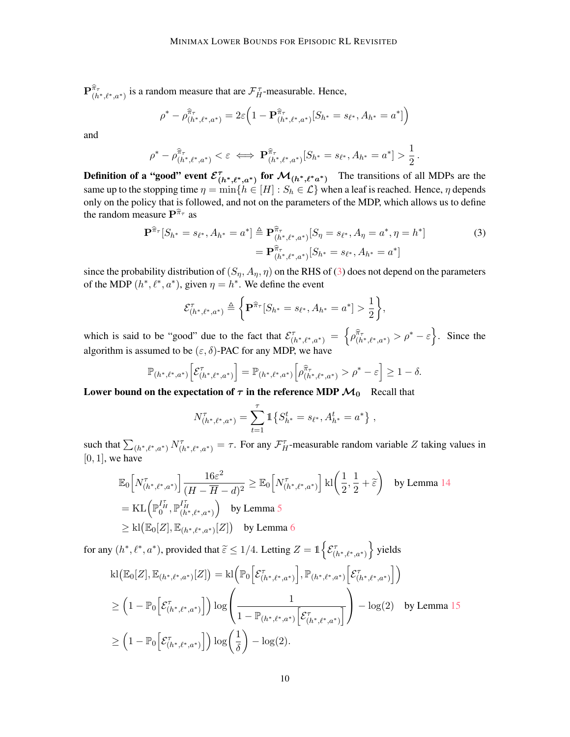$\mathbf{P}^{\widehat{\pi}_\tau}_{(h^*,\ell^*,a^*)}$ is a random measure that are $\mathcal{F}^\tau_H$-measurable. Hence,

$$\rho^* - \rho^{\widehat{\pi}_\tau}_{(h^*,\ell^*,a^*)} = 2\varepsilon\Big(1 - \mathbf{P}^{\widehat{\pi}_\tau}_{(h^*,\ell^*,a^*)}[S_{h^*} = s_{\ell^*}, A_{h^*} = a^*]\Big)$$

and

$$\rho^* - \rho^{\widehat{\pi}_\tau}_{(h^*,\ell^*,a^*)} < \varepsilon \iff \mathbf{P}^{\widehat{\pi}_\tau}_{(h^*,\ell^*,a^*)}[S_{h^*} = s_{\ell^*}, A_{h^*} = a^*] > \frac{1}{2}\,.$$

**Definition of a "good" event $\mathcal{E}^\tau_{(h^*,\ell^*,a^*)}$ for $\mathcal{M}_{(h^*,\ell^* a^*)}$** The transitions of all MDPs are the same up to the stopping time $\eta = \min\{h \in [H] : S_h \in \mathcal{L}\}$ when a leaf is reached. Hence, $\eta$ depends only on the policy that is followed, and not on the parameters of the MDP, which allows us to define the random measure $\mathbf{P}^{\widehat{\pi}_\tau}$ as

$$\begin{aligned}
\mathbf{P}^{\widehat{\pi}_\tau}[S_{h^*} = s_{\ell^*}, A_{h^*} = a^*] &\triangleq \mathbf{P}^{\widehat{\pi}_\tau}_{(h^*,\ell^*,a^*)}[S_\eta = s_{\ell^*}, A_\eta = a^*, \eta = h^*] \\
&= \mathbf{P}^{\widehat{\pi}_\tau}_{(h^*,\ell^*,a^*)}[S_{h^*} = s_{\ell^*}, A_{h^*} = a^*]
\end{aligned} \tag{3}$$

since the probability distribution of $(S_\eta, A_\eta, \eta)$ on the RHS of (3) does not depend on the parameters of the MDP $(h^*, \ell^*, a^*)$, given $\eta = h^*$. We define the event

$$\mathcal{E}^\tau_{(h^*,\ell^*,a^*)} \triangleq \left\{\mathbf{P}^{\widehat{\pi}_\tau}[S_{h^*} = s_{\ell^*}, A_{h^*} = a^*] > \frac{1}{2}\right\},$$

which is said to be "good" due to the fact that $\mathcal{E}^\tau_{(h^*,\ell^*,a^*)} = \left\{\rho^{\widehat{\pi}_\tau}_{(h^*,\ell^*,a^*)} > \rho^* - \varepsilon\right\}$. Since the algorithm is assumed to be $(\varepsilon, \delta)$-PAC for any MDP, we have

$$\mathbb{P}_{(h^*,\ell^*,a^*)}\left[\mathcal{E}^\tau_{(h^*,\ell^*,a^*)}\right] = \mathbb{P}_{(h^*,\ell^*,a^*)}\left[\rho^{\widehat{\pi}_\tau}_{(h^*,\ell^*,a^*)} > \rho^* - \varepsilon\right] \geq 1 - \delta.$$

**Lower bound on the expectation of $\tau$ in the reference MDP $\mathcal{M}_0$** Recall that

$$N^\tau_{(h^*,\ell^*,a^*)} = \sum_{t=1}^{\tau} \mathbb{1}\left\{S^t_{h^*} = s_{\ell^*}, A^t_{h^*} = a^*\right\}\,,$$

such that $\sum_{(h^*,\ell^*,a^*)} N^\tau_{(h^*,\ell^*,a^*)} = \tau$. For any $\mathcal{F}^\tau_H$-measurable random variable $Z$ taking values in $[0, 1]$, we have

$$\begin{aligned}
&\mathbb{E}_0\left[N^\tau_{(h^*,\ell^*,a^*)}\right]\frac{16\varepsilon^2}{(H - \overline{H} - d)^2} \geq \mathbb{E}_0\left[N^\tau_{(h^*,\ell^*,a^*)}\right] \mathrm{kl}\left(\frac{1}{2}, \frac{1}{2} + \widetilde{\varepsilon}\right) \quad \text{by Lemma 14} \\
&= \mathrm{KL}\left(\mathbb{P}_0^{I^\tau_H}, \mathbb{P}^{I^\tau_H}_{(h^*,\ell^*,a^*)}\right) \quad \text{by Lemma 5} \\
&\geq \mathrm{kl}\big(\mathbb{E}_0[Z], \mathbb{E}_{(h^*,\ell^*,a^*)}[Z]\big) \quad \text{by Lemma 6}
\end{aligned}$$

for any $(h^*, \ell^*, a^*)$, provided that $\widetilde{\varepsilon} \leq 1/4$. Letting $Z = \mathbb{1}\left\{\mathcal{E}^\tau_{(h^*,\ell^*,a^*)}\right\}$ yields

$$\begin{aligned}
&\mathrm{kl}\big(\mathbb{E}_0[Z], \mathbb{E}_{(h^*,\ell^*,a^*)}[Z]\big) = \mathrm{kl}\left(\mathbb{P}_0\left[\mathcal{E}^\tau_{(h^*,\ell^*,a^*)}\right], \mathbb{P}_{(h^*,\ell^*,a^*)}\left[\mathcal{E}^\tau_{(h^*,\ell^*,a^*)}\right]\right) \\
&\geq \left(1 - \mathbb{P}_0\left[\mathcal{E}^\tau_{(h^*,\ell^*,a^*)}\right]\right)\log\left(\frac{1}{1 - \mathbb{P}_{(h^*,\ell^*,a^*)}\left[\mathcal{E}^\tau_{(h^*,\ell^*,a^*)}\right]}\right) - \log(2) \quad \text{by Lemma 15} \\
&\geq \left(1 - \mathbb{P}_0\left[\mathcal{E}^\tau_{(h^*,\ell^*,a^*)}\right]\right)\log\left(\frac{1}{\delta}\right) - \log(2).
\end{aligned}$$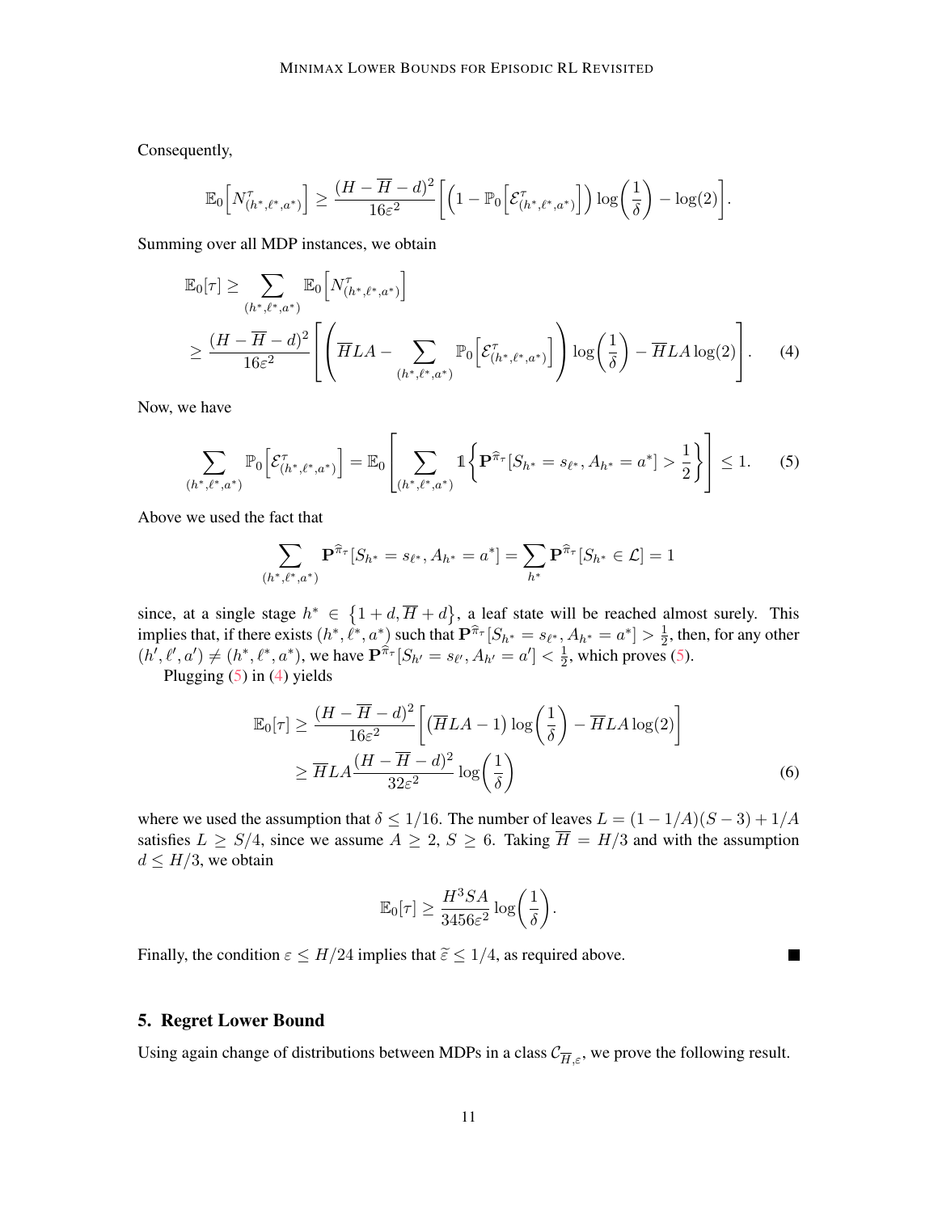Consequently,

$$\mathbb{E}_0\Big[N^{\tau}_{(h^*,\ell^*,a^*)}\Big] \geq \frac{(H-\overline{H}-d)^2}{16\varepsilon^2}\bigg[\Big(1-\mathbb{P}_0\Big[\mathcal{E}^{\tau}_{(h^*,\ell^*,a^*)}\Big]\Big)\log\bigg(\frac{1}{\delta}\bigg)-\log(2)\bigg].$$

Summing over all MDP instances, we obtain

$$\begin{aligned}\mathbb{E}_0[\tau] &\geq \sum_{(h^*,\ell^*,a^*)}\mathbb{E}_0\Big[N^{\tau}_{(h^*,\ell^*,a^*)}\Big] \\ &\geq \frac{(H-\overline{H}-d)^2}{16\varepsilon^2}\left[\left(\overline{H}LA-\sum_{(h^*,\ell^*,a^*)}\mathbb{P}_0\Big[\mathcal{E}^{\tau}_{(h^*,\ell^*,a^*)}\Big]\right)\log\bigg(\frac{1}{\delta}\bigg)-\overline{H}LA\log(2)\right]. \end{aligned} \tag{4}$$

Now, we have

$$\sum_{(h^*,\ell^*,a^*)}\mathbb{P}_0\Big[\mathcal{E}^{\tau}_{(h^*,\ell^*,a^*)}\Big]=\mathbb{E}_0\left[\sum_{(h^*,\ell^*,a^*)}\mathbb{1}\bigg\{\mathbf{P}^{\widehat{\pi}_\tau}[S_{h^*}=s_{\ell^*},A_{h^*}=a^*]>\frac{1}{2}\bigg\}\right]\leq 1. \tag{5}$$

Above we used the fact that

$$\sum_{(h^*,\ell^*,a^*)}\mathbf{P}^{\widehat{\pi}_\tau}[S_{h^*}=s_{\ell^*},A_{h^*}=a^*]=\sum_{h^*}\mathbf{P}^{\widehat{\pi}_\tau}[S_{h^*}\in\mathcal{L}]=1$$

since, at a single stage $h^*\in\{1+d,\overline{H}+d\}$, a leaf state will be reached almost surely. This implies that, if there exists $(h^*,\ell^*,a^*)$ such that $\mathbf{P}^{\widehat{\pi}_\tau}[S_{h^*}=s_{\ell^*},A_{h^*}=a^*]>\frac{1}{2}$, then, for any other $(h',\ell',a')\neq(h^*,\ell^*,a^*)$, we have $\mathbf{P}^{\widehat{\pi}_\tau}[S_{h'}=s_{\ell'},A_{h'}=a']<\frac{1}{2}$, which proves (5).

Plugging (5) in (4) yields

$$\begin{aligned}\mathbb{E}_0[\tau] &\geq \frac{(H-\overline{H}-d)^2}{16\varepsilon^2}\bigg[\big(\overline{H}LA-1\big)\log\bigg(\frac{1}{\delta}\bigg)-\overline{H}LA\log(2)\bigg] \\ &\geq \overline{H}LA\frac{(H-\overline{H}-d)^2}{32\varepsilon^2}\log\bigg(\frac{1}{\delta}\bigg)\end{aligned} \tag{6}$$

where we used the assumption that $\delta\leq 1/16$. The number of leaves $L=(1-1/A)(S-3)+1/A$ satisfies $L\geq S/4$, since we assume $A\geq 2$, $S\geq 6$. Taking $\overline{H}=H/3$ and with the assumption $d\leq H/3$, we obtain

$$\mathbb{E}_0[\tau]\geq\frac{H^3SA}{3456\varepsilon^2}\log\bigg(\frac{1}{\delta}\bigg).$$

Finally, the condition $\varepsilon\leq H/24$ implies that $\widetilde{\varepsilon}\leq 1/4$, as required above. ■

## 5. Regret Lower Bound

Using again change of distributions between MDPs in a class $\mathcal{C}_{\overline{H},\varepsilon}$, we prove the following result.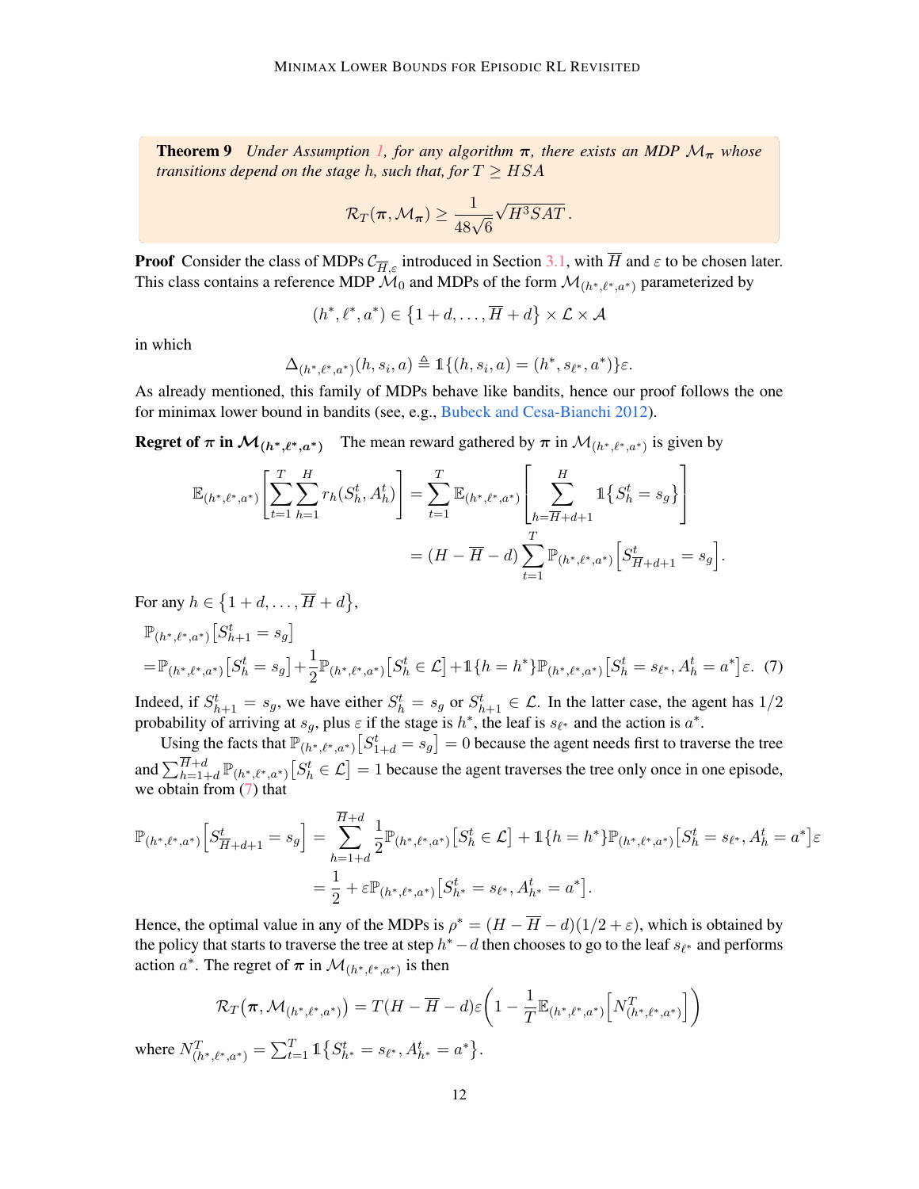**Theorem 9** *Under Assumption 1, for any algorithm $\boldsymbol{\pi}$, there exists an MDP $\mathcal{M}_{\boldsymbol{\pi}}$ whose transitions depend on the stage $h$, such that, for $T \geq HSA$*

$$\mathcal{R}_T(\boldsymbol{\pi}, \mathcal{M}_{\boldsymbol{\pi}}) \geq \frac{1}{48\sqrt{6}}\sqrt{H^3SAT}\,.$$

**Proof** Consider the class of MDPs $\mathcal{C}_{\overline{H},\varepsilon}$ introduced in Section 3.1, with $\overline{H}$ and $\varepsilon$ to be chosen later. This class contains a reference MDP $\mathcal{M}_0$ and MDPs of the form $\mathcal{M}_{(h^*,\ell^*,a^*)}$ parameterized by

$$(h^*, \ell^*, a^*) \in \big\{1+d, \ldots, \overline{H}+d\big\} \times \mathcal{L} \times \mathcal{A}$$

in which

$$\Delta_{(h^*,\ell^*,a^*)}(h, s_i, a) \triangleq \mathbb{1}\{(h, s_i, a) = (h^*, s_{\ell^*}, a^*)\}\varepsilon.$$

As already mentioned, this family of MDPs behave like bandits, hence our proof follows the one for minimax lower bound in bandits (see, e.g., Bubeck and Cesa-Bianchi 2012).

**Regret of $\boldsymbol{\pi}$ in $\mathcal{M}_{(h^*,\ell^*,a^*)}$** The mean reward gathered by $\boldsymbol{\pi}$ in $\mathcal{M}_{(h^*,\ell^*,a^*)}$ is given by

$$\begin{aligned}
\mathbb{E}_{(h^*,\ell^*,a^*)}\left[\sum_{t=1}^{T}\sum_{h=1}^{H} r_h(S_h^t, A_h^t)\right] &= \sum_{t=1}^{T}\mathbb{E}_{(h^*,\ell^*,a^*)}\left[\sum_{h=\overline{H}+d+1}^{H} \mathbb{1}\big\{S_h^t = s_g\big\}\right] \\
&= (H - \overline{H} - d)\sum_{t=1}^{T}\mathbb{P}_{(h^*,\ell^*,a^*)}\Big[S_{\overline{H}+d+1}^t = s_g\Big].
\end{aligned}$$

For any $h \in \big\{1+d, \ldots, \overline{H}+d\big\}$,

$$\begin{aligned}
&\mathbb{P}_{(h^*,\ell^*,a^*)}\big[S_{h+1}^t = s_g\big] \\
&= \mathbb{P}_{(h^*,\ell^*,a^*)}\big[S_h^t = s_g\big] + \frac{1}{2}\mathbb{P}_{(h^*,\ell^*,a^*)}\big[S_h^t \in \mathcal{L}\big] + \mathbb{1}\{h = h^*\}\mathbb{P}_{(h^*,\ell^*,a^*)}\big[S_h^t = s_{\ell^*}, A_h^t = a^*\big]\varepsilon. \quad (7)
\end{aligned}$$

Indeed, if $S_{h+1}^t = s_g$, we have either $S_h^t = s_g$ or $S_{h+1}^t \in \mathcal{L}$. In the latter case, the agent has $1/2$ probability of arriving at $s_g$, plus $\varepsilon$ if the stage is $h^*$, the leaf is $s_{\ell^*}$ and the action is $a^*$.

Using the facts that $\mathbb{P}_{(h^*,\ell^*,a^*)}\big[S_{1+d}^t = s_g\big] = 0$ because the agent needs first to traverse the tree and $\sum_{h=1+d}^{\overline{H}+d}\mathbb{P}_{(h^*,\ell^*,a^*)}\big[S_h^t \in \mathcal{L}\big] = 1$ because the agent traverses the tree only once in one episode, we obtain from (7) that

$$\begin{aligned}
\mathbb{P}_{(h^*,\ell^*,a^*)}\Big[S_{\overline{H}+d+1}^t = s_g\Big] &= \sum_{h=1+d}^{\overline{H}+d} \frac{1}{2}\mathbb{P}_{(h^*,\ell^*,a^*)}\big[S_h^t \in \mathcal{L}\big] + \mathbb{1}\{h = h^*\}\mathbb{P}_{(h^*,\ell^*,a^*)}\big[S_h^t = s_{\ell^*}, A_h^t = a^*\big]\varepsilon \\
&= \frac{1}{2} + \varepsilon\mathbb{P}_{(h^*,\ell^*,a^*)}\big[S_{h^*}^t = s_{\ell^*}, A_{h^*}^t = a^*\big].
\end{aligned}$$

Hence, the optimal value in any of the MDPs is $\rho^* = (H - \overline{H} - d)(1/2 + \varepsilon)$, which is obtained by the policy that starts to traverse the tree at step $h^* - d$ then chooses to go to the leaf $s_{\ell^*}$ and performs action $a^*$. The regret of $\boldsymbol{\pi}$ in $\mathcal{M}_{(h^*,\ell^*,a^*)}$ is then

$$\mathcal{R}_T\big(\boldsymbol{\pi}, \mathcal{M}_{(h^*,\ell^*,a^*)}\big) = T(H - \overline{H} - d)\varepsilon\left(1 - \frac{1}{T}\mathbb{E}_{(h^*,\ell^*,a^*)}\Big[N_{(h^*,\ell^*,a^*)}^T\Big]\right)$$

where $N_{(h^*,\ell^*,a^*)}^T = \sum_{t=1}^{T}\mathbb{1}\big\{S_{h^*}^t = s_{\ell^*}, A_{h^*}^t = a^*\big\}$.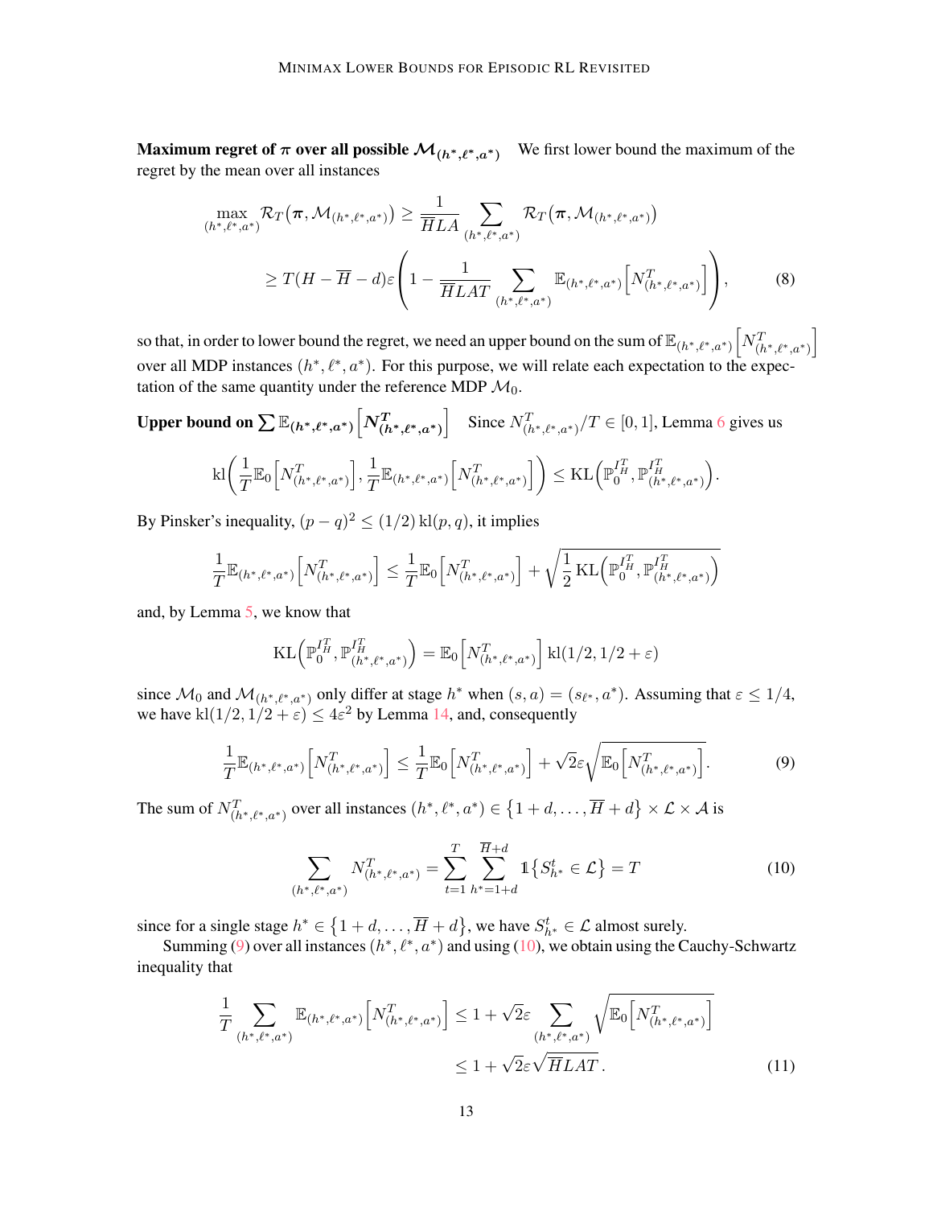**Maximum regret of $\boldsymbol{\pi}$ over all possible $\mathcal{M}_{(h^*,\ell^*,a^*)}$** We first lower bound the maximum of the regret by the mean over all instances

$$
\begin{aligned}
\max_{(h^*,\ell^*,a^*)} \mathcal{R}_T\big(\boldsymbol{\pi}, \mathcal{M}_{(h^*,\ell^*,a^*)}\big) &\geq \frac{1}{\overline{H}LA} \sum_{(h^*,\ell^*,a^*)} \mathcal{R}_T\big(\boldsymbol{\pi}, \mathcal{M}_{(h^*,\ell^*,a^*)}\big) \\
&\geq T(H - \overline{H} - d)\varepsilon \left( 1 - \frac{1}{\overline{H}LAT} \sum_{(h^*,\ell^*,a^*)} \mathbb{E}_{(h^*,\ell^*,a^*)}\Big[N^T_{(h^*,\ell^*,a^*)}\Big] \right), \qquad (8)
\end{aligned}
$$

so that, in order to lower bound the regret, we need an upper bound on the sum of $\mathbb{E}_{(h^*,\ell^*,a^*)}\Big[N^T_{(h^*,\ell^*,a^*)}\Big]$ over all MDP instances $(h^*,\ell^*,a^*)$. For this purpose, we will relate each expectation to the expectation of the same quantity under the reference MDP $\mathcal{M}_0$.

**Upper bound on $\sum \mathbb{E}_{(h^*,\ell^*,a^*)}\Big[N^T_{(h^*,\ell^*,a^*)}\Big]$** Since $N^T_{(h^*,\ell^*,a^*)}/T \in [0,1]$, Lemma 6 gives us

$$
\mathrm{kl}\left( \frac{1}{T}\mathbb{E}_0\Big[N^T_{(h^*,\ell^*,a^*)}\Big], \frac{1}{T}\mathbb{E}_{(h^*,\ell^*,a^*)}\Big[N^T_{(h^*,\ell^*,a^*)}\Big] \right) \leq \mathrm{KL}\Big( \mathbb{P}_0^{I_H^T}, \mathbb{P}_{(h^*,\ell^*,a^*)}^{I_H^T} \Big).
$$

By Pinsker's inequality, $(p-q)^2 \leq (1/2)\,\mathrm{kl}(p,q)$, it implies

$$
\frac{1}{T}\mathbb{E}_{(h^*,\ell^*,a^*)}\Big[N^T_{(h^*,\ell^*,a^*)}\Big] \leq \frac{1}{T}\mathbb{E}_0\Big[N^T_{(h^*,\ell^*,a^*)}\Big] + \sqrt{\frac{1}{2}\mathrm{KL}\Big( \mathbb{P}_0^{I_H^T}, \mathbb{P}_{(h^*,\ell^*,a^*)}^{I_H^T} \Big)}
$$

and, by Lemma 5, we know that

$$
\mathrm{KL}\Big( \mathbb{P}_0^{I_H^T}, \mathbb{P}_{(h^*,\ell^*,a^*)}^{I_H^T} \Big) = \mathbb{E}_0\Big[N^T_{(h^*,\ell^*,a^*)}\Big]\,\mathrm{kl}(1/2, 1/2+\varepsilon)
$$

since $\mathcal{M}_0$ and $\mathcal{M}_{(h^*,\ell^*,a^*)}$ only differ at stage $h^*$ when $(s,a) = (s_{\ell^*}, a^*)$. Assuming that $\varepsilon \leq 1/4$, we have $\mathrm{kl}(1/2, 1/2+\varepsilon) \leq 4\varepsilon^2$ by Lemma 14, and, consequently

$$
\frac{1}{T}\mathbb{E}_{(h^*,\ell^*,a^*)}\Big[N^T_{(h^*,\ell^*,a^*)}\Big] \leq \frac{1}{T}\mathbb{E}_0\Big[N^T_{(h^*,\ell^*,a^*)}\Big] + \sqrt{2}\varepsilon\sqrt{\mathbb{E}_0\Big[N^T_{(h^*,\ell^*,a^*)}\Big]}. \qquad (9)
$$

The sum of $N^T_{(h^*,\ell^*,a^*)}$ over all instances $(h^*,\ell^*,a^*) \in \big\{1+d, \ldots, \overline{H}+d\big\} \times \mathcal{L} \times \mathcal{A}$ is

$$
\sum_{(h^*,\ell^*,a^*)} N^T_{(h^*,\ell^*,a^*)} = \sum_{t=1}^{T} \sum_{h^*=1+d}^{\overline{H}+d} \mathbb{1}\big\{S^t_{h^*} \in \mathcal{L}\big\} = T \qquad (10)
$$

since for a single stage $h^* \in \big\{1+d, \ldots, \overline{H}+d\big\}$, we have $S^t_{h^*} \in \mathcal{L}$ almost surely.

Summing (9) over all instances $(h^*,\ell^*,a^*)$ and using (10), we obtain using the Cauchy-Schwartz inequality that

$$
\begin{aligned}
\frac{1}{T} \sum_{(h^*,\ell^*,a^*)} \mathbb{E}_{(h^*,\ell^*,a^*)}\Big[N^T_{(h^*,\ell^*,a^*)}\Big] &\leq 1 + \sqrt{2}\varepsilon \sum_{(h^*,\ell^*,a^*)} \sqrt{\mathbb{E}_0\Big[N^T_{(h^*,\ell^*,a^*)}\Big]} \\
&\leq 1 + \sqrt{2}\varepsilon\sqrt{\overline{H}LAT}\,. \qquad (11)
\end{aligned}
$$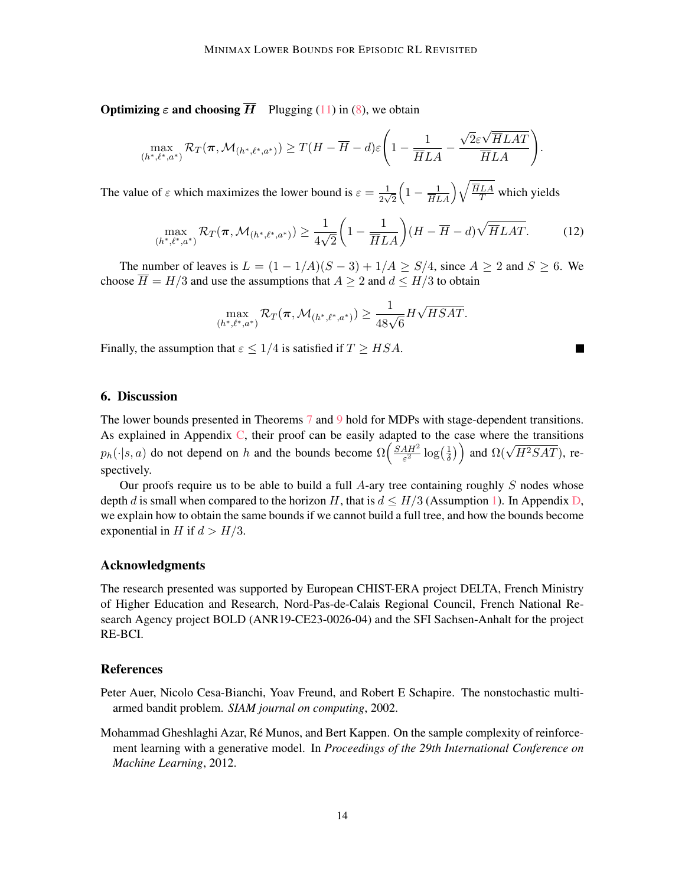**Optimizing $\varepsilon$ and choosing $\overline{H}$** Plugging (11) in (8), we obtain

$$\max_{(h^*,\ell^*,a^*)} \mathcal{R}_T(\boldsymbol{\pi}, \mathcal{M}_{(h^*,\ell^*,a^*)}) \geq T(H - \overline{H} - d)\varepsilon\left(1 - \frac{1}{\overline{H}LA} - \frac{\sqrt{2}\varepsilon\sqrt{\overline{H}LAT}}{\overline{H}LA}\right).$$

The value of $\varepsilon$ which maximizes the lower bound is $\varepsilon = \frac{1}{2\sqrt{2}}\left(1 - \frac{1}{\overline{H}LA}\right)\sqrt{\frac{\overline{H}LA}{T}}$ which yields

$$\max_{(h^*,\ell^*,a^*)} \mathcal{R}_T(\boldsymbol{\pi}, \mathcal{M}_{(h^*,\ell^*,a^*)}) \geq \frac{1}{4\sqrt{2}}\left(1 - \frac{1}{\overline{H}LA}\right)(H - \overline{H} - d)\sqrt{\overline{H}LAT}. \tag{12}$$

The number of leaves is $L = (1 - 1/A)(S - 3) + 1/A \geq S/4$, since $A \geq 2$ and $S \geq 6$. We choose $\overline{H} = H/3$ and use the assumptions that $A \geq 2$ and $d \leq H/3$ to obtain

$$\max_{(h^*,\ell^*,a^*)} \mathcal{R}_T(\boldsymbol{\pi}, \mathcal{M}_{(h^*,\ell^*,a^*)}) \geq \frac{1}{48\sqrt{6}} H\sqrt{HSAT}.$$

Finally, the assumption that $\varepsilon \leq 1/4$ is satisfied if $T \geq HSA$. ■

## 6. Discussion

The lower bounds presented in Theorems 7 and 9 hold for MDPs with stage-dependent transitions. As explained in Appendix C, their proof can be easily adapted to the case where the transitions $p_h(\cdot|s,a)$ do not depend on $h$ and the bounds become $\Omega\left(\frac{SAH^2}{\varepsilon^2}\log\left(\frac{1}{\delta}\right)\right)$ and $\Omega(\sqrt{H^2SAT})$, respectively.

Our proofs require us to be able to build a full $A$-ary tree containing roughly $S$ nodes whose depth $d$ is small when compared to the horizon $H$, that is $d \leq H/3$ (Assumption 1). In Appendix D, we explain how to obtain the same bounds if we cannot build a full tree, and how the bounds become exponential in $H$ if $d > H/3$.

### Acknowledgments

The research presented was supported by European CHIST-ERA project DELTA, French Ministry of Higher Education and Research, Nord-Pas-de-Calais Regional Council, French National Research Agency project BOLD (ANR19-CE23-0026-04) and the SFI Sachsen-Anhalt for the project RE-BCI.

### References

Peter Auer, Nicolo Cesa-Bianchi, Yoav Freund, and Robert E Schapire. The nonstochastic multi-armed bandit problem. *SIAM journal on computing*, 2002.

Mohammad Gheshlaghi Azar, Ré Munos, and Bert Kappen. On the sample complexity of reinforcement learning with a generative model. In *Proceedings of the 29th International Conference on Machine Learning*, 2012.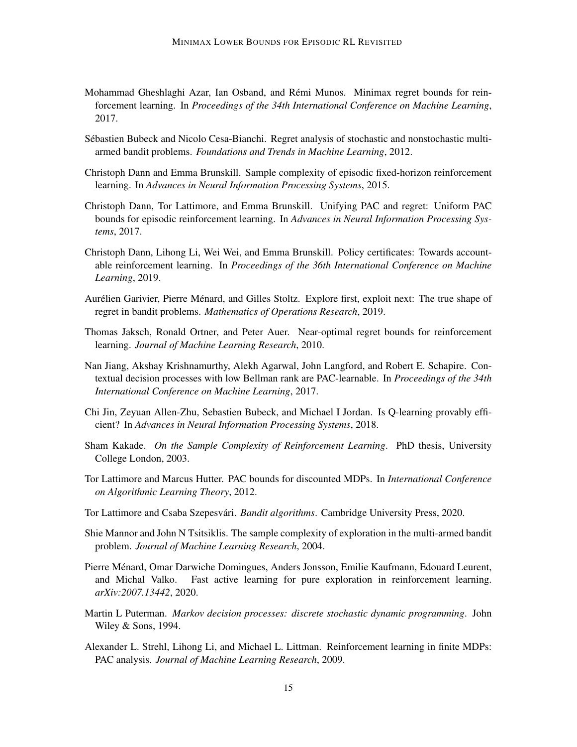Mohammad Gheshlaghi Azar, Ian Osband, and Rémi Munos. Minimax regret bounds for reinforcement learning. In *Proceedings of the 34th International Conference on Machine Learning*, 2017.

Sébastien Bubeck and Nicolo Cesa-Bianchi. Regret analysis of stochastic and nonstochastic multi-armed bandit problems. *Foundations and Trends in Machine Learning*, 2012.

Christoph Dann and Emma Brunskill. Sample complexity of episodic fixed-horizon reinforcement learning. In *Advances in Neural Information Processing Systems*, 2015.

Christoph Dann, Tor Lattimore, and Emma Brunskill. Unifying PAC and regret: Uniform PAC bounds for episodic reinforcement learning. In *Advances in Neural Information Processing Systems*, 2017.

Christoph Dann, Lihong Li, Wei Wei, and Emma Brunskill. Policy certificates: Towards accountable reinforcement learning. In *Proceedings of the 36th International Conference on Machine Learning*, 2019.

Aurélien Garivier, Pierre Ménard, and Gilles Stoltz. Explore first, exploit next: The true shape of regret in bandit problems. *Mathematics of Operations Research*, 2019.

Thomas Jaksch, Ronald Ortner, and Peter Auer. Near-optimal regret bounds for reinforcement learning. *Journal of Machine Learning Research*, 2010.

Nan Jiang, Akshay Krishnamurthy, Alekh Agarwal, John Langford, and Robert E. Schapire. Contextual decision processes with low Bellman rank are PAC-learnable. In *Proceedings of the 34th International Conference on Machine Learning*, 2017.

Chi Jin, Zeyuan Allen-Zhu, Sebastien Bubeck, and Michael I Jordan. Is Q-learning provably efficient? In *Advances in Neural Information Processing Systems*, 2018.

Sham Kakade. *On the Sample Complexity of Reinforcement Learning*. PhD thesis, University College London, 2003.

Tor Lattimore and Marcus Hutter. PAC bounds for discounted MDPs. In *International Conference on Algorithmic Learning Theory*, 2012.

Tor Lattimore and Csaba Szepesvári. *Bandit algorithms*. Cambridge University Press, 2020.

Shie Mannor and John N Tsitsiklis. The sample complexity of exploration in the multi-armed bandit problem. *Journal of Machine Learning Research*, 2004.

Pierre Ménard, Omar Darwiche Domingues, Anders Jonsson, Emilie Kaufmann, Edouard Leurent, and Michal Valko. Fast active learning for pure exploration in reinforcement learning. *arXiv:2007.13442*, 2020.

Martin L Puterman. *Markov decision processes: discrete stochastic dynamic programming*. John Wiley & Sons, 1994.

Alexander L. Strehl, Lihong Li, and Michael L. Littman. Reinforcement learning in finite MDPs: PAC analysis. *Journal of Machine Learning Research*, 2009.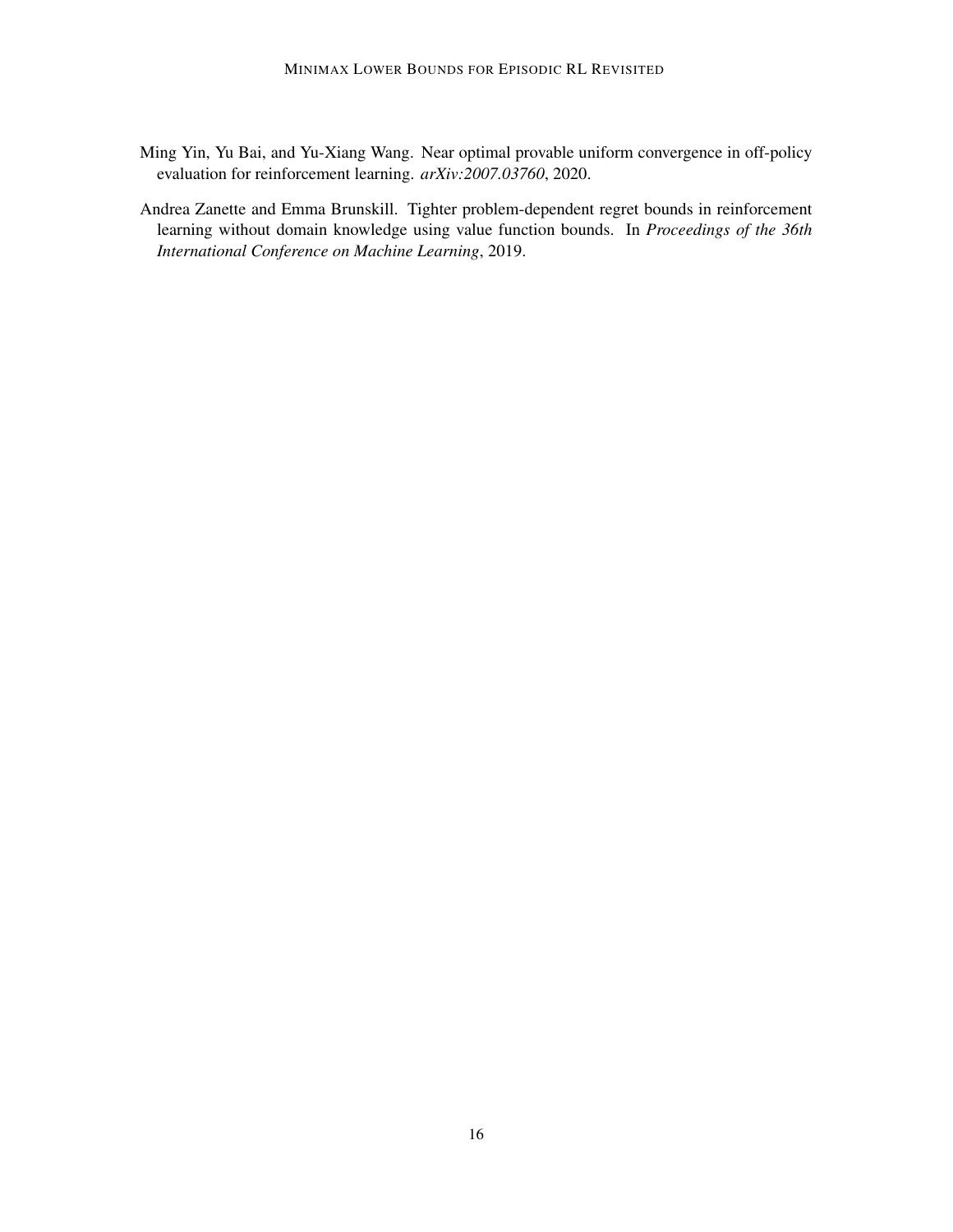Ming Yin, Yu Bai, and Yu-Xiang Wang. Near optimal provable uniform convergence in off-policy evaluation for reinforcement learning. *arXiv:2007.03760*, 2020.

Andrea Zanette and Emma Brunskill. Tighter problem-dependent regret bounds in reinforcement learning without domain knowledge using value function bounds. In *Proceedings of the 36th International Conference on Machine Learning*, 2019.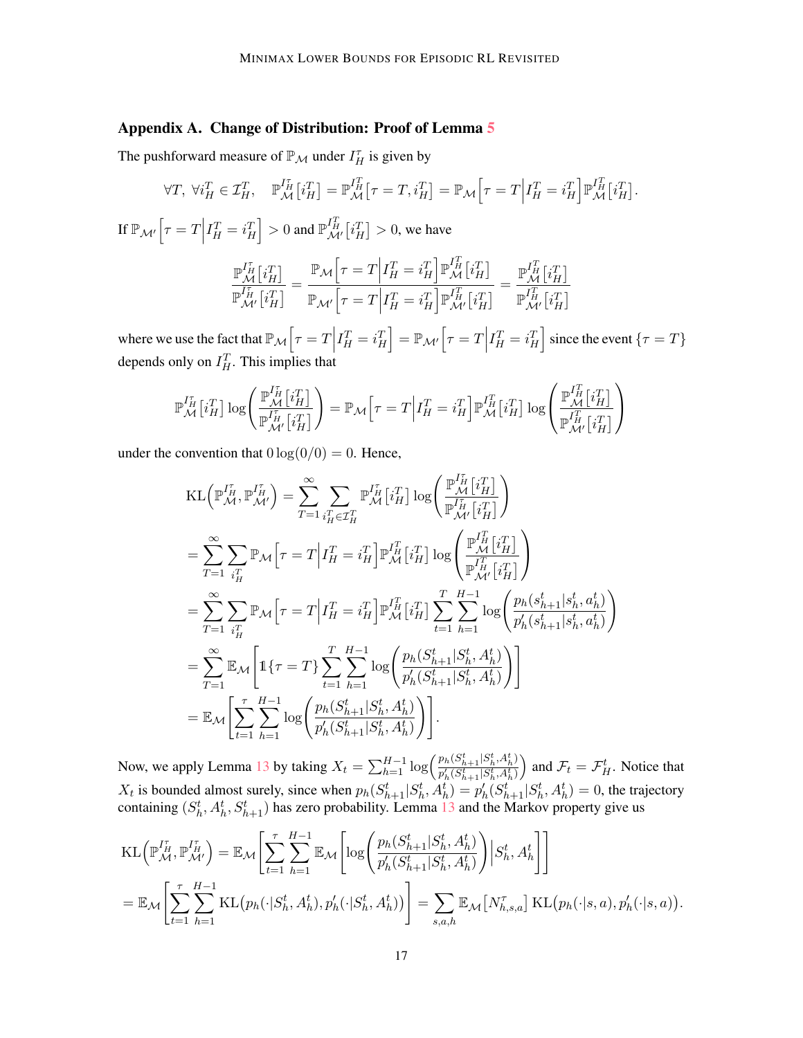## Appendix A. Change of Distribution: Proof of Lemma 5

The pushforward measure of $\mathbb{P}_{\mathcal{M}}$ under $I_H^\tau$ is given by

$$\forall T,\ \forall i_H^T \in \mathcal{I}_H^T, \quad \mathbb{P}_{\mathcal{M}}^{I_H^\tau}\left[i_H^T\right] = \mathbb{P}_{\mathcal{M}}^{I_H^T}\left[\tau = T, i_H^T\right] = \mathbb{P}_{\mathcal{M}}\left[\tau = T \middle| I_H^T = i_H^T\right] \mathbb{P}_{\mathcal{M}}^{I_H^T}\left[i_H^T\right].$$

If $\mathbb{P}_{\mathcal{M}'}\left[\tau = T \middle| I_H^T = i_H^T\right] > 0$ and $\mathbb{P}_{\mathcal{M}'}^{I_H^T}\left[i_H^T\right] > 0$, we have

$$\frac{\mathbb{P}_{\mathcal{M}}^{I_H^\tau}\left[i_H^T\right]}{\mathbb{P}_{\mathcal{M}'}^{I_H^\tau}\left[i_H^T\right]} = \frac{\mathbb{P}_{\mathcal{M}}\left[\tau = T \middle| I_H^T = i_H^T\right] \mathbb{P}_{\mathcal{M}}^{I_H^T}\left[i_H^T\right]}{\mathbb{P}_{\mathcal{M}'}\left[\tau = T \middle| I_H^T = i_H^T\right] \mathbb{P}_{\mathcal{M}'}^{I_H^T}\left[i_H^T\right]} = \frac{\mathbb{P}_{\mathcal{M}}^{I_H^T}\left[i_H^T\right]}{\mathbb{P}_{\mathcal{M}'}^{I_H^T}\left[i_H^T\right]}$$

where we use the fact that $\mathbb{P}_{\mathcal{M}}\left[\tau = T \middle| I_H^T = i_H^T\right] = \mathbb{P}_{\mathcal{M}'}\left[\tau = T \middle| I_H^T = i_H^T\right]$ since the event $\{\tau = T\}$ depends only on $I_H^T$. This implies that

$$\mathbb{P}_{\mathcal{M}}^{I_H^\tau}\left[i_H^T\right] \log\left(\frac{\mathbb{P}_{\mathcal{M}}^{I_H^\tau}\left[i_H^T\right]}{\mathbb{P}_{\mathcal{M}'}^{I_H^\tau}\left[i_H^T\right]}\right) = \mathbb{P}_{\mathcal{M}}\left[\tau = T \middle| I_H^T = i_H^T\right] \mathbb{P}_{\mathcal{M}}^{I_H^T}\left[i_H^T\right] \log\left(\frac{\mathbb{P}_{\mathcal{M}}^{I_H^T}\left[i_H^T\right]}{\mathbb{P}_{\mathcal{M}'}^{I_H^T}\left[i_H^T\right]}\right)$$

under the convention that $0 \log(0/0) = 0$. Hence,

$$\begin{aligned}
\mathrm{KL}\left(\mathbb{P}_{\mathcal{M}}^{I_H^\tau}, \mathbb{P}_{\mathcal{M}'}^{I_H^\tau}\right) &= \sum_{T=1}^{\infty} \sum_{i_H^T \in \mathcal{I}_H^T} \mathbb{P}_{\mathcal{M}}^{I_H^\tau}\left[i_H^T\right] \log\left(\frac{\mathbb{P}_{\mathcal{M}}^{I_H^\tau}\left[i_H^T\right]}{\mathbb{P}_{\mathcal{M}'}^{I_H^\tau}\left[i_H^T\right]}\right) \\
&= \sum_{T=1}^{\infty} \sum_{i_H^T} \mathbb{P}_{\mathcal{M}}\left[\tau = T \middle| I_H^T = i_H^T\right] \mathbb{P}_{\mathcal{M}}^{I_H^T}\left[i_H^T\right] \log\left(\frac{\mathbb{P}_{\mathcal{M}}^{I_H^T}\left[i_H^T\right]}{\mathbb{P}_{\mathcal{M}'}^{I_H^T}\left[i_H^T\right]}\right) \\
&= \sum_{T=1}^{\infty} \sum_{i_H^T} \mathbb{P}_{\mathcal{M}}\left[\tau = T \middle| I_H^T = i_H^T\right] \mathbb{P}_{\mathcal{M}}^{I_H^T}\left[i_H^T\right] \sum_{t=1}^{T} \sum_{h=1}^{H-1} \log\left(\frac{p_h(s_{h+1}^t | s_h^t, a_h^t)}{p'_h(s_{h+1}^t | s_h^t, a_h^t)}\right) \\
&= \sum_{T=1}^{\infty} \mathbb{E}_{\mathcal{M}}\left[\mathbb{1}\{\tau = T\} \sum_{t=1}^{T} \sum_{h=1}^{H-1} \log\left(\frac{p_h(S_{h+1}^t | S_h^t, A_h^t)}{p'_h(S_{h+1}^t | S_h^t, A_h^t)}\right)\right] \\
&= \mathbb{E}_{\mathcal{M}}\left[\sum_{t=1}^{\tau} \sum_{h=1}^{H-1} \log\left(\frac{p_h(S_{h+1}^t | S_h^t, A_h^t)}{p'_h(S_{h+1}^t | S_h^t, A_h^t)}\right)\right].
\end{aligned}$$

Now, we apply Lemma 13 by taking $X_t = \sum_{h=1}^{H-1} \log\left(\frac{p_h(S_{h+1}^t | S_h^t, A_h^t)}{p'_h(S_{h+1}^t | S_h^t, A_h^t)}\right)$ and $\mathcal{F}_t = \mathcal{F}_H^t$. Notice that $X_t$ is bounded almost surely, since when $p_h(S_{h+1}^t | S_h^t, A_h^t) = p'_h(S_{h+1}^t | S_h^t, A_h^t) = 0$, the trajectory containing $(S_h^t, A_h^t, S_{h+1}^t)$ has zero probability. Lemma 13 and the Markov property give us

$$\begin{aligned}
\mathrm{KL}\left(\mathbb{P}_{\mathcal{M}}^{I_H^\tau}, \mathbb{P}_{\mathcal{M}'}^{I_H^\tau}\right) &= \mathbb{E}_{\mathcal{M}}\left[\sum_{t=1}^{\tau} \sum_{h=1}^{H-1} \mathbb{E}_{\mathcal{M}}\left[\log\left(\frac{p_h(S_{h+1}^t | S_h^t, A_h^t)}{p'_h(S_{h+1}^t | S_h^t, A_h^t)}\right) \middle| S_h^t, A_h^t\right]\right] \\
&= \mathbb{E}_{\mathcal{M}}\left[\sum_{t=1}^{\tau} \sum_{h=1}^{H-1} \mathrm{KL}\left(p_h(\cdot | S_h^t, A_h^t), p'_h(\cdot | S_h^t, A_h^t)\right)\right] = \sum_{s,a,h} \mathbb{E}_{\mathcal{M}}\left[N_{h,s,a}^\tau\right] \mathrm{KL}\left(p_h(\cdot | s, a), p'_h(\cdot | s, a)\right).
\end{aligned}$$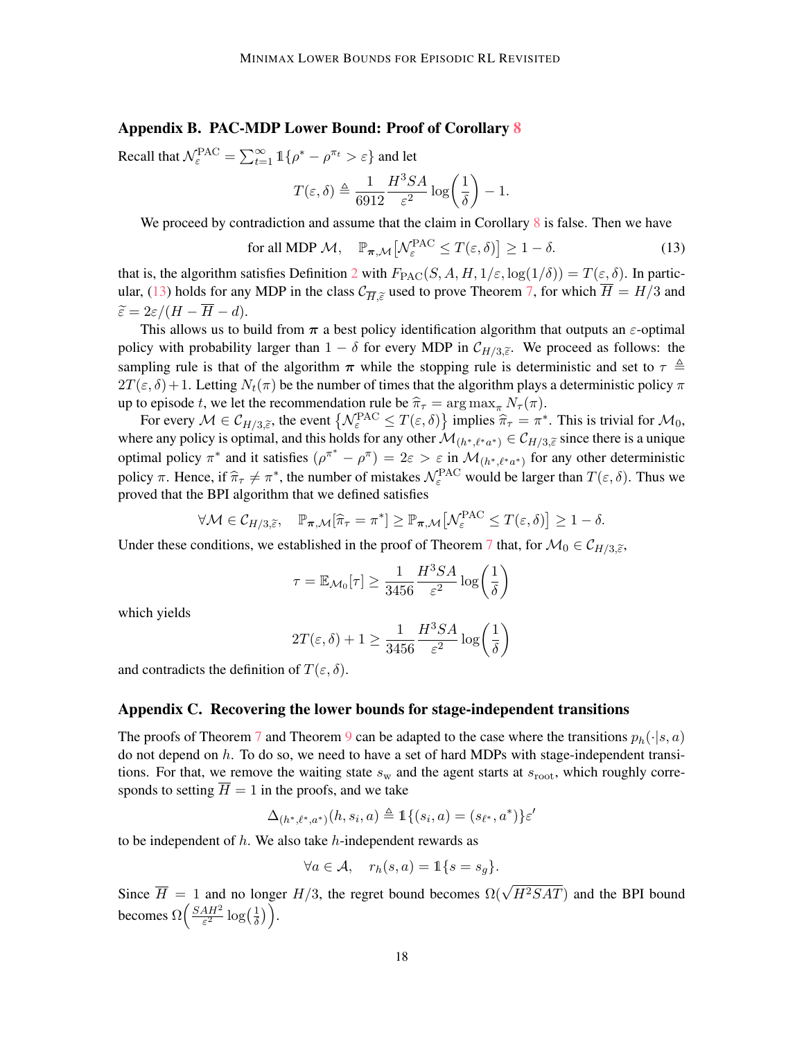## Appendix B. PAC-MDP Lower Bound: Proof of Corollary 8

Recall that $\mathcal{N}_\varepsilon^{\text{PAC}} = \sum_{t=1}^{\infty} \mathbb{1}\{\rho^* - \rho^{\pi_t} > \varepsilon\}$ and let

$$T(\varepsilon, \delta) \triangleq \frac{1}{6912} \frac{H^3 SA}{\varepsilon^2} \log\left(\frac{1}{\delta}\right) - 1.$$

We proceed by contradiction and assume that the claim in Corollary 8 is false. Then we have

$$\text{for all MDP } \mathcal{M}, \quad \mathbb{P}_{\boldsymbol{\pi},\mathcal{M}}\left[\mathcal{N}_\varepsilon^{\text{PAC}} \leq T(\varepsilon, \delta)\right] \geq 1 - \delta. \tag{13}$$

that is, the algorithm satisfies Definition 2 with $F_{\text{PAC}}(S, A, H, 1/\varepsilon, \log(1/\delta)) = T(\varepsilon, \delta)$. In particular, (13) holds for any MDP in the class $\mathcal{C}_{\overline{H},\widetilde{\varepsilon}}$ used to prove Theorem 7, for which $\overline{H} = H/3$ and $\widetilde{\varepsilon} = 2\varepsilon/(H - \overline{H} - d)$.

This allows us to build from $\boldsymbol{\pi}$ a best policy identification algorithm that outputs an $\varepsilon$-optimal policy with probability larger than $1 - \delta$ for every MDP in $\mathcal{C}_{H/3,\widetilde{\varepsilon}}$. We proceed as follows: the sampling rule is that of the algorithm $\boldsymbol{\pi}$ while the stopping rule is deterministic and set to $\tau \triangleq 2T(\varepsilon, \delta) + 1$. Letting $N_t(\pi)$ be the number of times that the algorithm plays a deterministic policy $\pi$ up to episode $t$, we let the recommendation rule be $\widehat{\pi}_\tau = \arg\max_\pi N_\tau(\pi)$.

For every $\mathcal{M} \in \mathcal{C}_{H/3,\widetilde{\varepsilon}}$, the event $\left\{\mathcal{N}_\varepsilon^{\text{PAC}} \leq T(\varepsilon, \delta)\right\}$ implies $\widehat{\pi}_\tau = \pi^*$. This is trivial for $\mathcal{M}_0$, where any policy is optimal, and this holds for any other $\mathcal{M}_{(h^*,\ell^* a^*)} \in \mathcal{C}_{H/3,\widetilde{\varepsilon}}$ since there is a unique optimal policy $\pi^*$ and it satisfies $(\rho^{\pi^*} - \rho^\pi) = 2\varepsilon > \varepsilon$ in $\mathcal{M}_{(h^*,\ell^* a^*)}$ for any other deterministic policy $\pi$. Hence, if $\widehat{\pi}_\tau \neq \pi^*$, the number of mistakes $\mathcal{N}_\varepsilon^{\text{PAC}}$ would be larger than $T(\varepsilon, \delta)$. Thus we proved that the BPI algorithm that we defined satisfies

$$\forall \mathcal{M} \in \mathcal{C}_{H/3,\widetilde{\varepsilon}}, \quad \mathbb{P}_{\boldsymbol{\pi},\mathcal{M}}[\widehat{\pi}_\tau = \pi^*] \geq \mathbb{P}_{\boldsymbol{\pi},\mathcal{M}}\left[\mathcal{N}_\varepsilon^{\text{PAC}} \leq T(\varepsilon, \delta)\right] \geq 1 - \delta.$$

Under these conditions, we established in the proof of Theorem 7 that, for $\mathcal{M}_0 \in \mathcal{C}_{H/3,\widetilde{\varepsilon}}$,

$$\tau = \mathbb{E}_{\mathcal{M}_0}[\tau] \geq \frac{1}{3456} \frac{H^3 SA}{\varepsilon^2} \log\left(\frac{1}{\delta}\right)$$

which yields

$$2T(\varepsilon, \delta) + 1 \geq \frac{1}{3456} \frac{H^3 SA}{\varepsilon^2} \log\left(\frac{1}{\delta}\right)$$

and contradicts the definition of $T(\varepsilon, \delta)$.

## Appendix C. Recovering the lower bounds for stage-independent transitions

The proofs of Theorem 7 and Theorem 9 can be adapted to the case where the transitions $p_h(\cdot|s, a)$ do not depend on $h$. To do so, we need to have a set of hard MDPs with stage-independent transitions. For that, we remove the waiting state $s_{\text{w}}$ and the agent starts at $s_{\text{root}}$, which roughly corresponds to setting $\overline{H} = 1$ in the proofs, and we take

$$\Delta_{(h^*,\ell^*,a^*)}(h, s_i, a) \triangleq \mathbb{1}\{(s_i, a) = (s_{\ell^*}, a^*)\}\varepsilon'$$

to be independent of $h$. We also take $h$-independent rewards as

$$\forall a \in \mathcal{A}, \quad r_h(s, a) = \mathbb{1}\{s = s_g\}.$$

Since $\overline{H} = 1$ and no longer $H/3$, the regret bound becomes $\Omega(\sqrt{H^2 SAT})$ and the BPI bound becomes $\Omega\left(\frac{SAH^2}{\varepsilon^2} \log\left(\frac{1}{\delta}\right)\right)$.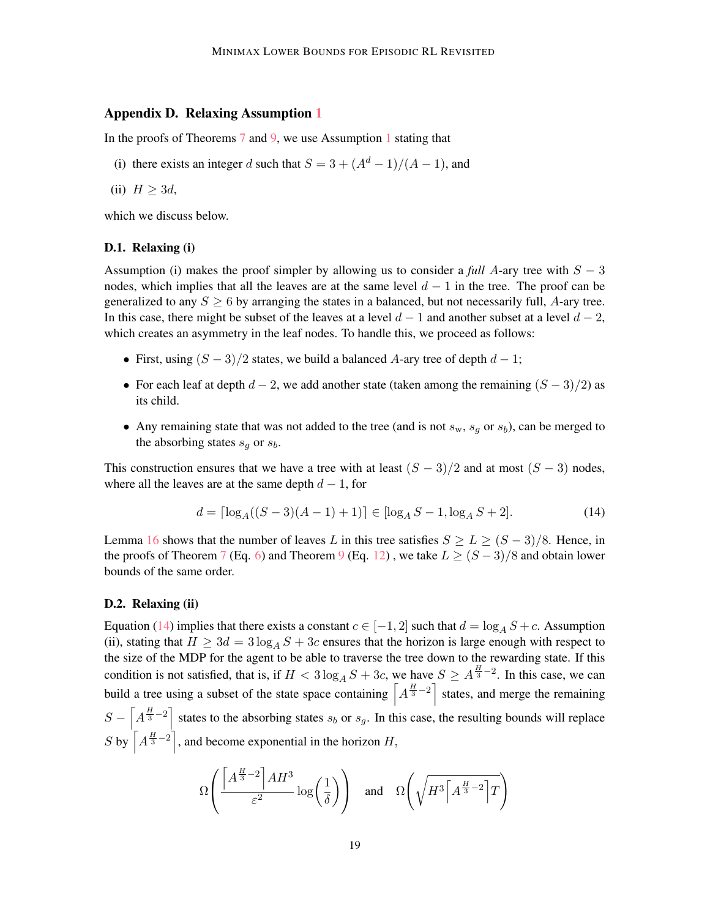## Appendix D. Relaxing Assumption 1

In the proofs of Theorems 7 and 9, we use Assumption 1 stating that

(i) there exists an integer $d$ such that $S = 3 + (A^d - 1)/(A - 1)$, and

(ii) $H \geq 3d$,

which we discuss below.

### D.1. Relaxing (i)

Assumption (i) makes the proof simpler by allowing us to consider a *full* $A$-ary tree with $S - 3$ nodes, which implies that all the leaves are at the same level $d - 1$ in the tree. The proof can be generalized to any $S \geq 6$ by arranging the states in a balanced, but not necessarily full, $A$-ary tree. In this case, there might be subset of the leaves at a level $d - 1$ and another subset at a level $d - 2$, which creates an asymmetry in the leaf nodes. To handle this, we proceed as follows:

- First, using $(S - 3)/2$ states, we build a balanced $A$-ary tree of depth $d - 1$;
- For each leaf at depth $d - 2$, we add another state (taken among the remaining $(S - 3)/2$) as its child.
- Any remaining state that was not added to the tree (and is not $s_{\mathrm{w}}$, $s_g$ or $s_b$), can be merged to the absorbing states $s_g$ or $s_b$.

This construction ensures that we have a tree with at least $(S - 3)/2$ and at most $(S - 3)$ nodes, where all the leaves are at the same depth $d - 1$, for

$$d = \lceil \log_A((S - 3)(A - 1) + 1) \rceil \in [\log_A S - 1, \log_A S + 2]. \tag{14}$$

Lemma 16 shows that the number of leaves $L$ in this tree satisfies $S \geq L \geq (S - 3)/8$. Hence, in the proofs of Theorem 7 (Eq. 6) and Theorem 9 (Eq. 12) , we take $L \geq (S - 3)/8$ and obtain lower bounds of the same order.

### D.2. Relaxing (ii)

Equation (14) implies that there exists a constant $c \in [-1, 2]$ such that $d = \log_A S + c$. Assumption (ii), stating that $H \geq 3d = 3 \log_A S + 3c$ ensures that the horizon is large enough with respect to the size of the MDP for the agent to be able to traverse the tree down to the rewarding state. If this condition is not satisfied, that is, if $H < 3 \log_A S + 3c$, we have $S \geq A^{\frac{H}{3} - 2}$. In this case, we can build a tree using a subset of the state space containing $\left\lceil A^{\frac{H}{3} - 2} \right\rceil$ states, and merge the remaining $S - \left\lceil A^{\frac{H}{3} - 2} \right\rceil$ states to the absorbing states $s_b$ or $s_g$. In this case, the resulting bounds will replace $S$ by $\left\lceil A^{\frac{H}{3} - 2} \right\rceil$, and become exponential in the horizon $H$,

$$\Omega\left( \frac{\left\lceil A^{\frac{H}{3} - 2} \right\rceil A H^3}{\varepsilon^2} \log\left(\frac{1}{\delta}\right) \right) \quad \text{and} \quad \Omega\left( \sqrt{H^3 \left\lceil A^{\frac{H}{3} - 2} \right\rceil T} \right)$$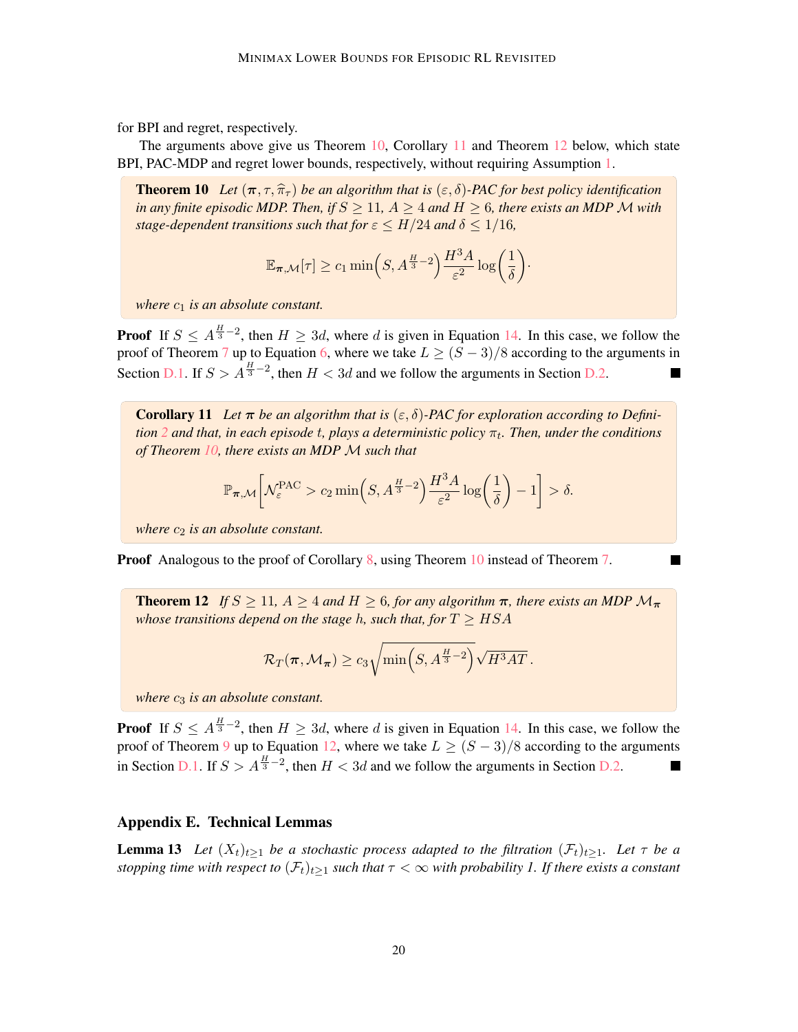for BPI and regret, respectively.

The arguments above give us Theorem 10, Corollary 11 and Theorem 12 below, which state BPI, PAC-MDP and regret lower bounds, respectively, without requiring Assumption 1.

**Theorem 10** *Let $(\boldsymbol{\pi}, \tau, \widehat{\pi}_\tau)$ be an algorithm that is $(\varepsilon, \delta)$-PAC for best policy identification in any finite episodic MDP. Then, if $S \geq 11$, $A \geq 4$ and $H \geq 6$, there exists an MDP $\mathcal{M}$ with stage-dependent transitions such that for $\varepsilon \leq H/24$ and $\delta \leq 1/16$,*

$$\mathbb{E}_{\boldsymbol{\pi},\mathcal{M}}[\tau] \geq c_1 \min\Big(S, A^{\frac{H}{3}-2}\Big) \frac{H^3 A}{\varepsilon^2} \log\Big(\frac{1}{\delta}\Big).$$

*where $c_1$ is an absolute constant.*

**Proof** If $S \leq A^{\frac{H}{3}-2}$, then $H \geq 3d$, where $d$ is given in Equation 14. In this case, we follow the proof of Theorem 7 up to Equation 6, where we take $L \geq (S-3)/8$ according to the arguments in Section D.1. If $S > A^{\frac{H}{3}-2}$, then $H < 3d$ and we follow the arguments in Section D.2. ■

**Corollary 11** *Let $\boldsymbol{\pi}$ be an algorithm that is $(\varepsilon, \delta)$-PAC for exploration according to Definition 2 and that, in each episode $t$, plays a deterministic policy $\pi_t$. Then, under the conditions of Theorem 10, there exists an MDP $\mathcal{M}$ such that*

$$\mathbb{P}_{\boldsymbol{\pi},\mathcal{M}}\left[\mathcal{N}_\varepsilon^{\text{PAC}} > c_2 \min\Big(S, A^{\frac{H}{3}-2}\Big) \frac{H^3 A}{\varepsilon^2} \log\Big(\frac{1}{\delta}\Big) - 1\right] > \delta.$$

*where $c_2$ is an absolute constant.*

**Proof** Analogous to the proof of Corollary 8, using Theorem 10 instead of Theorem 7. ■

**Theorem 12** *If $S \geq 11$, $A \geq 4$ and $H \geq 6$, for any algorithm $\boldsymbol{\pi}$, there exists an MDP $\mathcal{M}_{\boldsymbol{\pi}}$ whose transitions depend on the stage $h$, such that, for $T \geq HSA$*

$$\mathcal{R}_T(\boldsymbol{\pi}, \mathcal{M}_{\boldsymbol{\pi}}) \geq c_3 \sqrt{\min\Big(S, A^{\frac{H}{3}-2}\Big)} \sqrt{H^3 A T}\,.$$

*where $c_3$ is an absolute constant.*

**Proof** If $S \leq A^{\frac{H}{3}-2}$, then $H \geq 3d$, where $d$ is given in Equation 14. In this case, we follow the proof of Theorem 9 up to Equation 12, where we take $L \geq (S-3)/8$ according to the arguments in Section D.1. If $S > A^{\frac{H}{3}-2}$, then $H < 3d$ and we follow the arguments in Section D.2. ■

## Appendix E. Technical Lemmas

**Lemma 13** *Let $(X_t)_{t\geq 1}$ be a stochastic process adapted to the filtration $(\mathcal{F}_t)_{t\geq 1}$. Let $\tau$ be a stopping time with respect to $(\mathcal{F}_t)_{t\geq 1}$ such that $\tau < \infty$ with probability 1. If there exists a constant*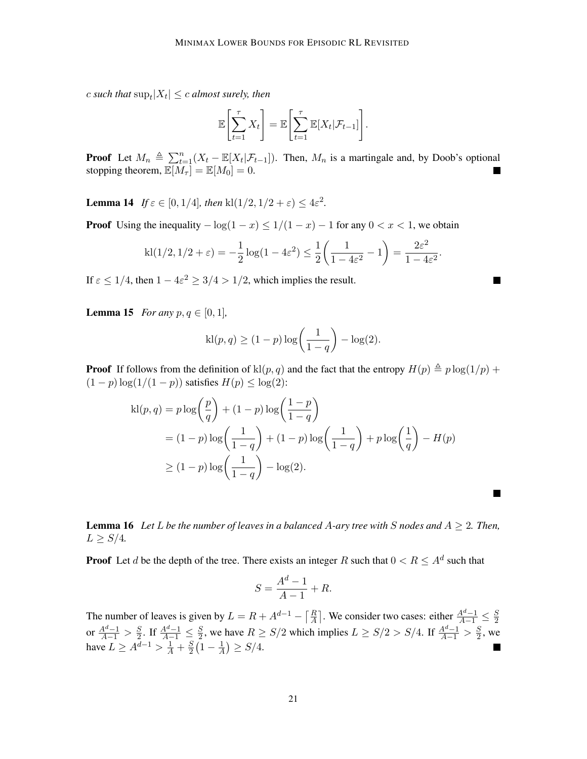*c such that* $\sup_t |X_t| \leq c$ *almost surely, then*

$$\mathbb{E}\left[\sum_{t=1}^{\tau} X_t\right] = \mathbb{E}\left[\sum_{t=1}^{\tau} \mathbb{E}[X_t|\mathcal{F}_{t-1}]\right].$$

**Proof** Let $M_n \triangleq \sum_{t=1}^{n}(X_t - \mathbb{E}[X_t|\mathcal{F}_{t-1}])$. Then, $M_n$ is a martingale and, by Doob's optional stopping theorem, $\mathbb{E}[M_\tau] = \mathbb{E}[M_0] = 0$. ■

**Lemma 14** *If* $\varepsilon \in [0, 1/4]$*, then* $\mathrm{kl}(1/2, 1/2 + \varepsilon) \leq 4\varepsilon^2$.

**Proof** Using the inequality $-\log(1-x) \leq 1/(1-x) - 1$ for any $0 < x < 1$, we obtain

$$\mathrm{kl}(1/2, 1/2 + \varepsilon) = -\frac{1}{2}\log(1 - 4\varepsilon^2) \leq \frac{1}{2}\left(\frac{1}{1-4\varepsilon^2} - 1\right) = \frac{2\varepsilon^2}{1-4\varepsilon^2}.$$

If $\varepsilon \leq 1/4$, then $1 - 4\varepsilon^2 \geq 3/4 > 1/2$, which implies the result. ■

**Lemma 15** *For any* $p, q \in [0, 1]$*,*

$$\mathrm{kl}(p, q) \geq (1-p)\log\left(\frac{1}{1-q}\right) - \log(2).$$

**Proof** If follows from the definition of $\mathrm{kl}(p, q)$ and the fact that the entropy $H(p) \triangleq p\log(1/p) + (1-p)\log(1/(1-p))$ satisfies $H(p) \leq \log(2)$:

$$\begin{aligned}
\mathrm{kl}(p, q) &= p\log\left(\frac{p}{q}\right) + (1-p)\log\left(\frac{1-p}{1-q}\right) \\
&= (1-p)\log\left(\frac{1}{1-q}\right) + (1-p)\log\left(\frac{1}{1-q}\right) + p\log\left(\frac{1}{q}\right) - H(p) \\
&\geq (1-p)\log\left(\frac{1}{1-q}\right) - \log(2).
\end{aligned}$$

■

**Lemma 16** *Let* $L$ *be the number of leaves in a balanced* $A$*-ary tree with* $S$ *nodes and* $A \geq 2$*. Then,* $L \geq S/4$*.*

**Proof** Let $d$ be the depth of the tree. There exists an integer $R$ such that $0 < R \leq A^d$ such that

$$S = \frac{A^d - 1}{A - 1} + R.$$

The number of leaves is given by $L = R + A^{d-1} - \left\lceil \frac{R}{A} \right\rceil$. We consider two cases: either $\frac{A^d-1}{A-1} \leq \frac{S}{2}$ or $\frac{A^d-1}{A-1} > \frac{S}{2}$. If $\frac{A^d-1}{A-1} \leq \frac{S}{2}$, we have $R \geq S/2$ which implies $L \geq S/2 > S/4$. If $\frac{A^d-1}{A-1} > \frac{S}{2}$, we have $L \geq A^{d-1} > \frac{1}{A} + \frac{S}{2}\left(1 - \frac{1}{A}\right) \geq S/4$. ■